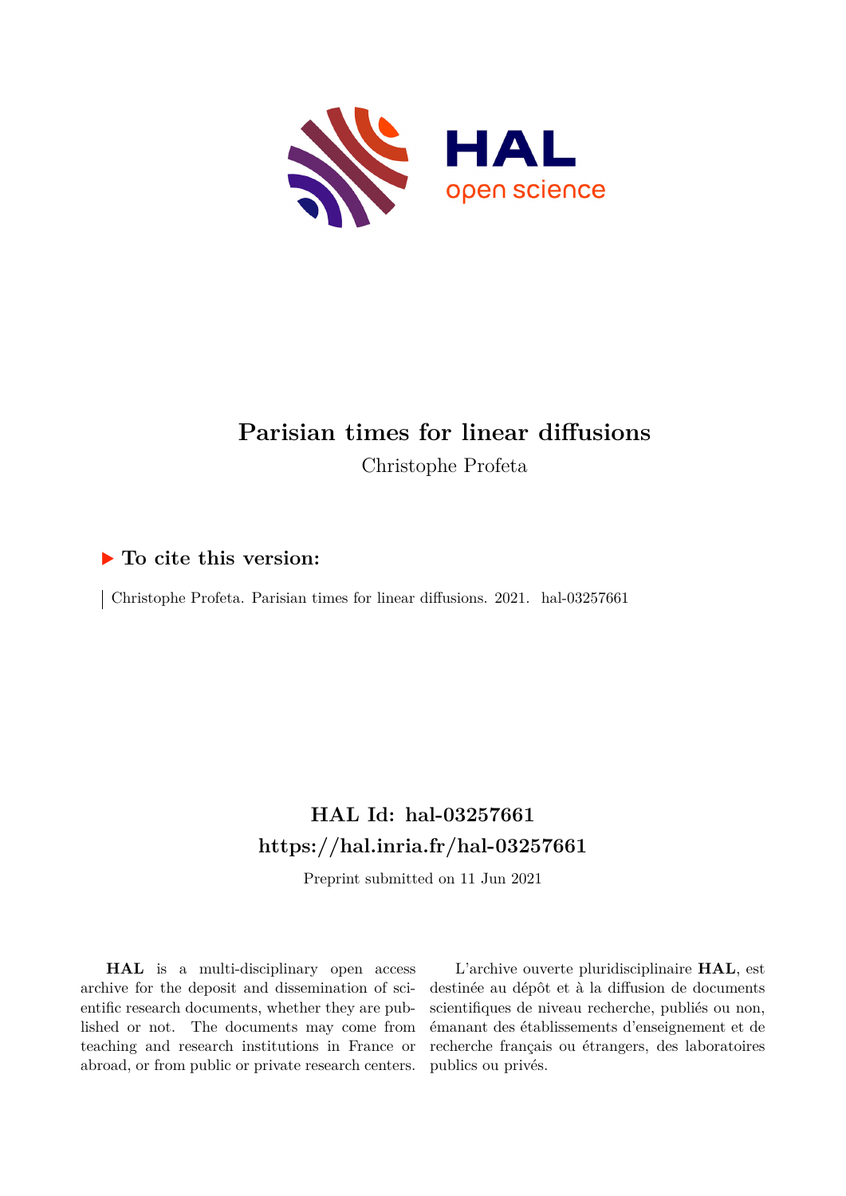# Parisian times for linear diffusions

Christophe Profeta

## ▶ To cite this version:

Christophe Profeta. Parisian times for linear diffusions. 2021. hal-03257661

## HAL Id: hal-03257661
## https://hal.inria.fr/hal-03257661

Preprint submitted on 11 Jun 2021

**HAL** is a multi-disciplinary open access archive for the deposit and dissemination of scientific research documents, whether they are published or not. The documents may come from teaching and research institutions in France or abroad, or from public or private research centers.

L'archive ouverte pluridisciplinaire **HAL**, est destinée au dépôt et à la diffusion de documents scientifiques de niveau recherche, publiés ou non, émanant des établissements d'enseignement et de recherche français ou étrangers, des laboratoires publics ou privés.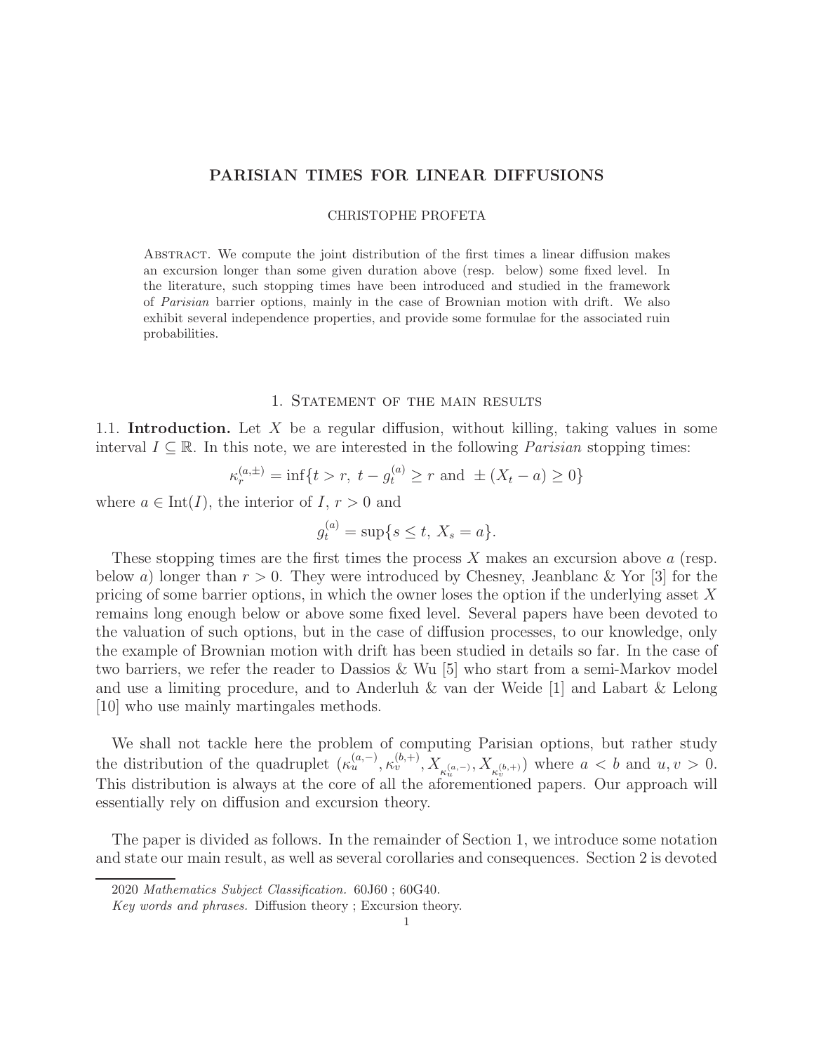# PARISIAN TIMES FOR LINEAR DIFFUSIONS

CHRISTOPHE PROFETA

Abstract. We compute the joint distribution of the first times a linear diffusion makes an excursion longer than some given duration above (resp. below) some fixed level. In the literature, such stopping times have been introduced and studied in the framework of *Parisian* barrier options, mainly in the case of Brownian motion with drift. We also exhibit several independence properties, and provide some formulae for the associated ruin probabilities.

## 1. Statement of the main results

**1.1. Introduction.** Let $X$ be a regular diffusion, without killing, taking values in some interval $I \subseteq \mathbb{R}$. In this note, we are interested in the following *Parisian* stopping times:

$$\kappa_r^{(a,\pm)} = \inf\{t > r,\ t - g_t^{(a)} \geq r \text{ and } \pm (X_t - a) \geq 0\}$$

where $a \in \text{Int}(I)$, the interior of $I$, $r > 0$ and

$$g_t^{(a)} = \sup\{s \leq t,\ X_s = a\}.$$

These stopping times are the first times the process $X$ makes an excursion above $a$ (resp. below $a$) longer than $r > 0$. They were introduced by Chesney, Jeanblanc & Yor [3] for the pricing of some barrier options, in which the owner loses the option if the underlying asset $X$ remains long enough below or above some fixed level. Several papers have been devoted to the valuation of such options, but in the case of diffusion processes, to our knowledge, only the example of Brownian motion with drift has been studied in details so far. In the case of two barriers, we refer the reader to Dassios & Wu [5] who start from a semi-Markov model and use a limiting procedure, and to Anderluh & van der Weide [1] and Labart & Lelong [10] who use mainly martingales methods.

We shall not tackle here the problem of computing Parisian options, but rather study the distribution of the quadruplet $(\kappa_u^{(a,-)}, \kappa_v^{(b,+)}, X_{\kappa_u^{(a,-)}}, X_{\kappa_v^{(b,+)}})$ where $a < b$ and $u, v > 0$. This distribution is always at the core of all the aforementioned papers. Our approach will essentially rely on diffusion and excursion theory.

The paper is divided as follows. In the remainder of Section 1, we introduce some notation and state our main result, as well as several corollaries and consequences. Section 2 is devoted

2020 *Mathematics Subject Classification.* 60J60 ; 60G40.

*Key words and phrases.* Diffusion theory ; Excursion theory.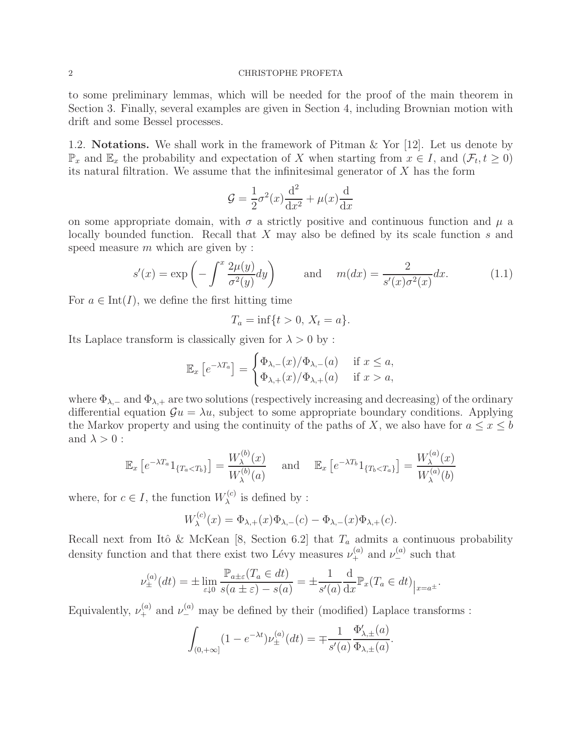to some preliminary lemmas, which will be needed for the proof of the main theorem in Section 3. Finally, several examples are given in Section 4, including Brownian motion with drift and some Bessel processes.

### 1.2. Notations.

We shall work in the framework of Pitman & Yor [12]. Let us denote by $\mathbb{P}_x$ and $\mathbb{E}_x$ the probability and expectation of $X$ when starting from $x \in I$, and $(\mathcal{F}_t, t \geq 0)$ its natural filtration. We assume that the infinitesimal generator of $X$ has the form

$$\mathcal{G} = \frac{1}{2}\sigma^2(x)\frac{\mathrm{d}^2}{\mathrm{d}x^2} + \mu(x)\frac{\mathrm{d}}{\mathrm{d}x}$$

on some appropriate domain, with $\sigma$ a strictly positive and continuous function and $\mu$ a locally bounded function. Recall that $X$ may also be defined by its scale function $s$ and speed measure $m$ which are given by :

$$s'(x) = \exp\left(-\int^x \frac{2\mu(y)}{\sigma^2(y)}dy\right) \qquad \text{and} \qquad m(dx) = \frac{2}{s'(x)\sigma^2(x)}dx. \tag{1.1}$$

For $a \in \mathrm{Int}(I)$, we define the first hitting time

$$T_a = \inf\{t > 0,\ X_t = a\}.$$

Its Laplace transform is classically given for $\lambda > 0$ by :

$$\mathbb{E}_x\left[e^{-\lambda T_a}\right] = \begin{cases} \Phi_{\lambda,-}(x)/\Phi_{\lambda,-}(a) & \text{if } x \leq a, \\ \Phi_{\lambda,+}(x)/\Phi_{\lambda,+}(a) & \text{if } x > a, \end{cases}$$

where $\Phi_{\lambda,-}$ and $\Phi_{\lambda,+}$ are two solutions (respectively increasing and decreasing) of the ordinary differential equation $\mathcal{G}u = \lambda u$, subject to some appropriate boundary conditions. Applying the Markov property and using the continuity of the paths of $X$, we also have for $a \leq x \leq b$ and $\lambda > 0$ :

$$\mathbb{E}_x\left[e^{-\lambda T_a}1_{\{T_a<T_b\}}\right] = \frac{W_\lambda^{(b)}(x)}{W_\lambda^{(b)}(a)} \qquad \text{and} \qquad \mathbb{E}_x\left[e^{-\lambda T_b}1_{\{T_b<T_a\}}\right] = \frac{W_\lambda^{(a)}(x)}{W_\lambda^{(a)}(b)}$$

where, for $c \in I$, the function $W_\lambda^{(c)}$ is defined by :

$$W_\lambda^{(c)}(x) = \Phi_{\lambda,+}(x)\Phi_{\lambda,-}(c) - \Phi_{\lambda,-}(x)\Phi_{\lambda,+}(c).$$

Recall next from Itô & McKean [8, Section 6.2] that $T_a$ admits a continuous probability density function and that there exist two Lévy measures $\nu_+^{(a)}$ and $\nu_-^{(a)}$ such that

$$\nu_\pm^{(a)}(dt) = \pm\lim_{\varepsilon\downarrow 0}\frac{\mathbb{P}_{a\pm\varepsilon}(T_a \in dt)}{s(a\pm\varepsilon) - s(a)} = \pm\frac{1}{s'(a)}\frac{\mathrm{d}}{\mathrm{d}x}\mathbb{P}_x(T_a \in dt)_{\big|x=a^\pm}.$$

Equivalently, $\nu_+^{(a)}$ and $\nu_-^{(a)}$ may be defined by their (modified) Laplace transforms :

$$\int_{(0,+\infty]}(1-e^{-\lambda t})\nu_\pm^{(a)}(dt) = \mp\frac{1}{s'(a)}\frac{\Phi'_{\lambda,\pm}(a)}{\Phi_{\lambda,\pm}(a)}.$$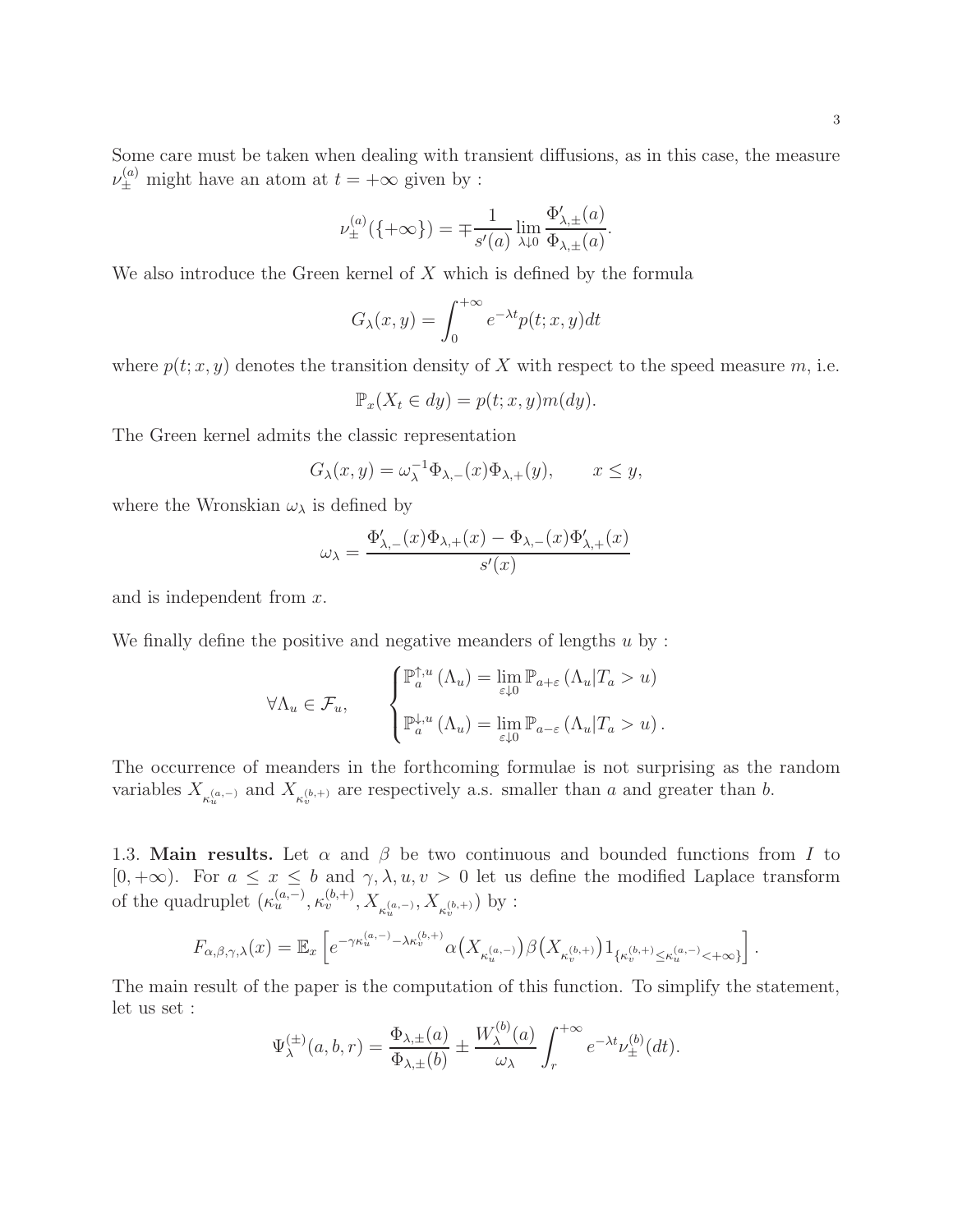Some care must be taken when dealing with transient diffusions, as in this case, the measure $\nu_\pm^{(a)}$ might have an atom at $t = +\infty$ given by :

$$\nu_\pm^{(a)}(\{+\infty\}) = \mp \frac{1}{s'(a)} \lim_{\lambda \downarrow 0} \frac{\Phi'_{\lambda,\pm}(a)}{\Phi_{\lambda,\pm}(a)}.$$

We also introduce the Green kernel of $X$ which is defined by the formula

$$G_\lambda(x,y) = \int_0^{+\infty} e^{-\lambda t} p(t;x,y) dt$$

where $p(t;x,y)$ denotes the transition density of $X$ with respect to the speed measure $m$, i.e.

$$\mathbb{P}_x(X_t \in dy) = p(t;x,y) m(dy).$$

The Green kernel admits the classic representation

$$G_\lambda(x,y) = \omega_\lambda^{-1} \Phi_{\lambda,-}(x) \Phi_{\lambda,+}(y), \qquad x \leq y,$$

where the Wronskian $\omega_\lambda$ is defined by

$$\omega_\lambda = \frac{\Phi'_{\lambda,-}(x)\Phi_{\lambda,+}(x) - \Phi_{\lambda,-}(x)\Phi'_{\lambda,+}(x)}{s'(x)}$$

and is independent from $x$.

We finally define the positive and negative meanders of lengths $u$ by :

$$\forall \Lambda_u \in \mathcal{F}_u, \qquad \begin{cases} \mathbb{P}_a^{\uparrow,u}(\Lambda_u) = \lim\limits_{\varepsilon \downarrow 0} \mathbb{P}_{a+\varepsilon}(\Lambda_u | T_a > u) \\ \mathbb{P}_a^{\downarrow,u}(\Lambda_u) = \lim\limits_{\varepsilon \downarrow 0} \mathbb{P}_{a-\varepsilon}(\Lambda_u | T_a > u). \end{cases}$$

The occurrence of meanders in the forthcoming formulae is not surprising as the random variables $X_{\kappa_u^{(a,-)}}$ and $X_{\kappa_v^{(b,+)}}$ are respectively a.s. smaller than $a$ and greater than $b$.

**1.3. Main results.** Let $\alpha$ and $\beta$ be two continuous and bounded functions from $I$ to $[0,+\infty)$. For $a \leq x \leq b$ and $\gamma, \lambda, u, v > 0$ let us define the modified Laplace transform of the quadruplet $(\kappa_u^{(a,-)}, \kappa_v^{(b,+)}, X_{\kappa_u^{(a,-)}}, X_{\kappa_v^{(b,+)}})$ by :

$$F_{\alpha,\beta,\gamma,\lambda}(x) = \mathbb{E}_x\left[ e^{-\gamma \kappa_u^{(a,-)} - \lambda \kappa_v^{(b,+)}} \alpha\big(X_{\kappa_u^{(a,-)}}\big) \beta\big(X_{\kappa_v^{(b,+)}}\big) 1_{\{\kappa_v^{(b,+)} \leq \kappa_u^{(a,-)} < +\infty\}} \right].$$

The main result of the paper is the computation of this function. To simplify the statement, let us set :

$$\Psi_\lambda^{(\pm)}(a,b,r) = \frac{\Phi_{\lambda,\pm}(a)}{\Phi_{\lambda,\pm}(b)} \pm \frac{W_\lambda^{(b)}(a)}{\omega_\lambda} \int_r^{+\infty} e^{-\lambda t} \nu_\pm^{(b)}(dt).$$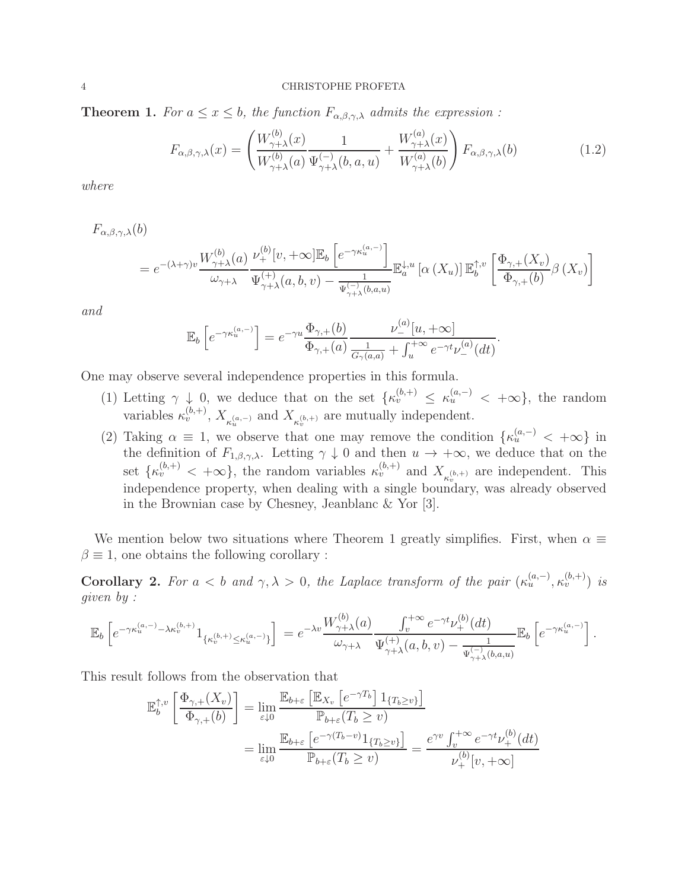**Theorem 1.** *For $a \leq x \leq b$, the function $F_{\alpha,\beta,\gamma,\lambda}$ admits the expression :*

$$F_{\alpha,\beta,\gamma,\lambda}(x) = \left( \frac{W^{(b)}_{\gamma+\lambda}(x)}{W^{(b)}_{\gamma+\lambda}(a)} \frac{1}{\Psi^{(-)}_{\gamma+\lambda}(b,a,u)} + \frac{W^{(a)}_{\gamma+\lambda}(x)}{W^{(a)}_{\gamma+\lambda}(b)} \right) F_{\alpha,\beta,\gamma,\lambda}(b) \tag{1.2}$$

*where*

$$F_{\alpha,\beta,\gamma,\lambda}(b)$$
$$= e^{-(\lambda+\gamma)v} \frac{W^{(b)}_{\gamma+\lambda}(a)}{\omega_{\gamma+\lambda}} \frac{\nu^{(b)}_{+}[v,+\infty]\mathbb{E}_b\left[e^{-\gamma \kappa^{(a,-)}_u}\right]}{\Psi^{(+)}_{\gamma+\lambda}(a,b,v) - \frac{1}{\Psi^{(-)}_{\gamma+\lambda}(b,a,u)}} \mathbb{E}^{\downarrow,u}_a\left[\alpha\left(X_u\right)\right] \mathbb{E}^{\uparrow,v}_b\left[\frac{\Phi_{\gamma,+}(X_v)}{\Phi_{\gamma,+}(b)} \beta\left(X_v\right)\right]$$

*and*

$$\mathbb{E}_b\left[e^{-\gamma \kappa^{(a,-)}_u}\right] = e^{-\gamma u} \frac{\Phi_{\gamma,+}(b)}{\Phi_{\gamma,+}(a)} \frac{\nu^{(a)}_{-}[u,+\infty]}{\frac{1}{G_\gamma(a,a)} + \int_u^{+\infty} e^{-\gamma t} \nu^{(a)}_{-}(dt)}.$$

One may observe several independence properties in this formula.

1. Letting $\gamma \downarrow 0$, we deduce that on the set $\{\kappa^{(b,+)}_v \leq \kappa^{(a,-)}_u < +\infty\}$, the random variables $\kappa^{(b,+)}_v$, $X_{\kappa^{(a,-)}_u}$ and $X_{\kappa^{(b,+)}_v}$ are mutually independent.
2. Taking $\alpha \equiv 1$, we observe that one may remove the condition $\{\kappa^{(a,-)}_u < +\infty\}$ in the definition of $F_{1,\beta,\gamma,\lambda}$. Letting $\gamma \downarrow 0$ and then $u \to +\infty$, we deduce that on the set $\{\kappa^{(b,+)}_v < +\infty\}$, the random variables $\kappa^{(b,+)}_v$ and $X_{\kappa^{(b,+)}_v}$ are independent. This independence property, when dealing with a single boundary, was already observed in the Brownian case by Chesney, Jeanblanc & Yor [3].

We mention below two situations where Theorem 1 greatly simplifies. First, when $\alpha \equiv \beta \equiv 1$, one obtains the following corollary :

**Corollary 2.** *For $a < b$ and $\gamma, \lambda > 0$, the Laplace transform of the pair $(\kappa^{(a,-)}_u, \kappa^{(b,+)}_v)$ is given by :*

$$\mathbb{E}_b\left[e^{-\gamma \kappa^{(a,-)}_u - \lambda \kappa^{(b,+)}_v} 1_{\{\kappa^{(b,+)}_v \leq \kappa^{(a,-)}_u\}}\right] = e^{-\lambda v} \frac{W^{(b)}_{\gamma+\lambda}(a)}{\omega_{\gamma+\lambda}} \frac{\int_v^{+\infty} e^{-\gamma t} \nu^{(b)}_{+}(dt)}{\Psi^{(+)}_{\gamma+\lambda}(a,b,v) - \frac{1}{\Psi^{(-)}_{\gamma+\lambda}(b,a,u)}} \mathbb{E}_b\left[e^{-\gamma \kappa^{(a,-)}_u}\right].$$

This result follows from the observation that

$$\mathbb{E}^{\uparrow,v}_b\left[\frac{\Phi_{\gamma,+}(X_v)}{\Phi_{\gamma,+}(b)}\right] = \lim_{\varepsilon \downarrow 0} \frac{\mathbb{E}_{b+\varepsilon}\left[\mathbb{E}_{X_v}\left[e^{-\gamma T_b}\right] 1_{\{T_b \geq v\}}\right]}{\mathbb{P}_{b+\varepsilon}(T_b \geq v)}$$
$$= \lim_{\varepsilon \downarrow 0} \frac{\mathbb{E}_{b+\varepsilon}\left[e^{-\gamma (T_b - v)} 1_{\{T_b \geq v\}}\right]}{\mathbb{P}_{b+\varepsilon}(T_b \geq v)} = \frac{e^{\gamma v} \int_v^{+\infty} e^{-\gamma t} \nu^{(b)}_{+}(dt)}{\nu^{(b)}_{+}[v,+\infty]}$$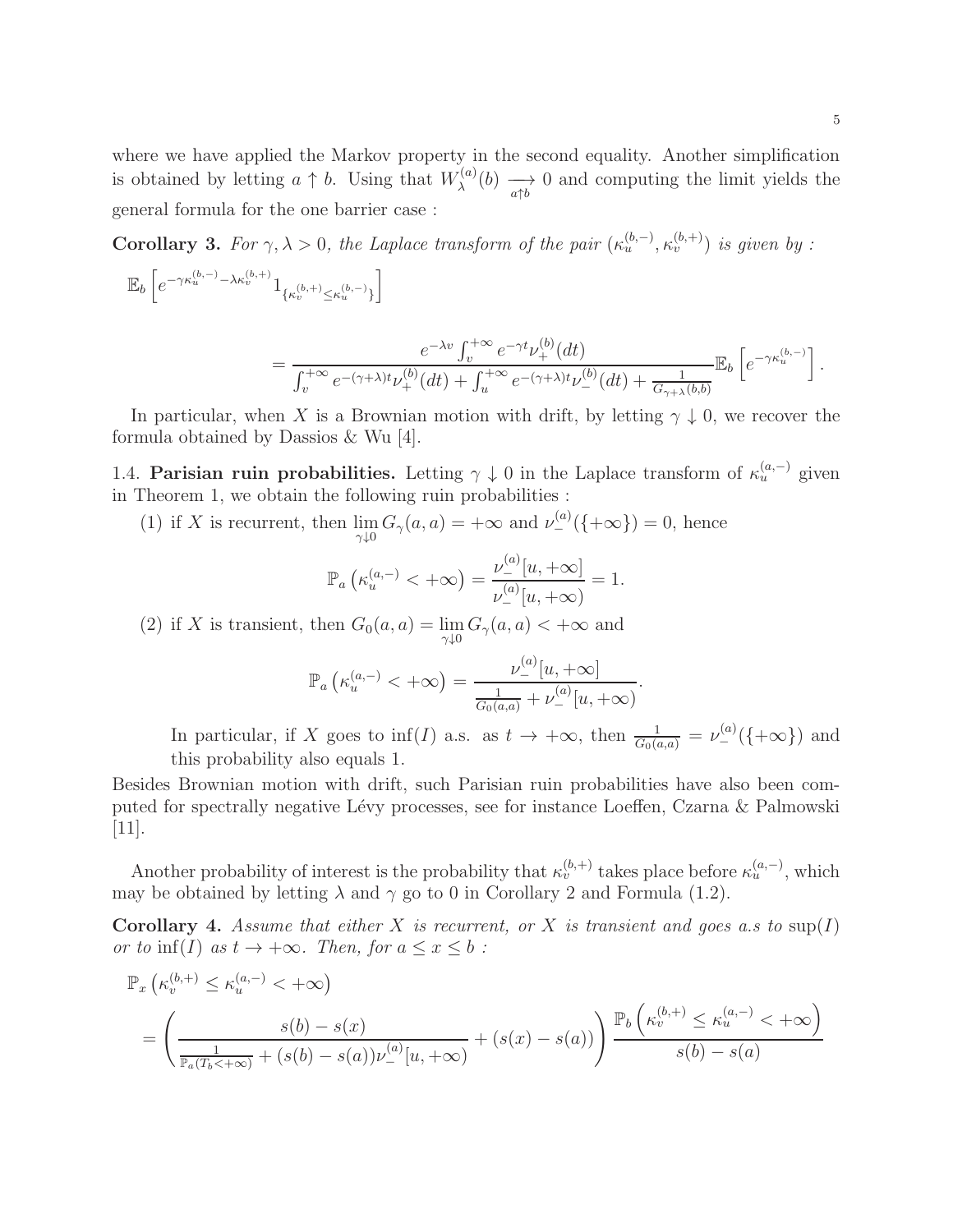where we have applied the Markov property in the second equality. Another simplification is obtained by letting $a \uparrow b$. Using that $W_\lambda^{(a)}(b) \underset{a\uparrow b}{\longrightarrow} 0$ and computing the limit yields the general formula for the one barrier case :

**Corollary 3.** *For $\gamma, \lambda > 0$, the Laplace transform of the pair $(\kappa_u^{(b,-)}, \kappa_v^{(b,+)})$ is given by :*

$$\mathbb{E}_b\left[e^{-\gamma \kappa_u^{(b,-)} - \lambda \kappa_v^{(b,+)}} 1_{\{\kappa_v^{(b,+)} \leq \kappa_u^{(b,-)}\}}\right]$$

$$= \frac{e^{-\lambda v}\int_v^{+\infty} e^{-\gamma t}\nu_+^{(b)}(dt)}{\int_v^{+\infty} e^{-(\gamma+\lambda)t}\nu_+^{(b)}(dt) + \int_u^{+\infty} e^{-(\gamma+\lambda)t}\nu_-^{(b)}(dt) + \frac{1}{G_{\gamma+\lambda}(b,b)}} \mathbb{E}_b\left[e^{-\gamma \kappa_u^{(b,-)}}\right].$$

In particular, when $X$ is a Brownian motion with drift, by letting $\gamma \downarrow 0$, we recover the formula obtained by Dassios & Wu [4].

1.4. **Parisian ruin probabilities.** Letting $\gamma \downarrow 0$ in the Laplace transform of $\kappa_u^{(a,-)}$ given in Theorem 1, we obtain the following ruin probabilities :

(1) if $X$ is recurrent, then $\lim_{\gamma\downarrow 0} G_\gamma(a,a) = +\infty$ and $\nu_-^{(a)}(\{+\infty\}) = 0$, hence

$$\mathbb{P}_a\left(\kappa_u^{(a,-)} < +\infty\right) = \frac{\nu_-^{(a)}[u, +\infty]}{\nu_-^{(a)}[u, +\infty)} = 1.$$

(2) if $X$ is transient, then $G_0(a,a) = \lim_{\gamma\downarrow 0} G_\gamma(a,a) < +\infty$ and

$$\mathbb{P}_a\left(\kappa_u^{(a,-)} < +\infty\right) = \frac{\nu_-^{(a)}[u, +\infty]}{\frac{1}{G_0(a,a)} + \nu_-^{(a)}[u, +\infty)}.$$

In particular, if $X$ goes to $\inf(I)$ a.s. as $t \to +\infty$, then $\frac{1}{G_0(a,a)} = \nu_-^{(a)}(\{+\infty\})$ and this probability also equals 1.

Besides Brownian motion with drift, such Parisian ruin probabilities have also been computed for spectrally negative Lévy processes, see for instance Loeffen, Czarna & Palmowski [11].

Another probability of interest is the probability that $\kappa_v^{(b,+)}$ takes place before $\kappa_u^{(a,-)}$, which may be obtained by letting $\lambda$ and $\gamma$ go to 0 in Corollary 2 and Formula (1.2).

**Corollary 4.** *Assume that either $X$ is recurrent, or $X$ is transient and goes a.s to $\sup(I)$ or to $\inf(I)$ as $t \to +\infty$. Then, for $a \leq x \leq b$ :*

$$\mathbb{P}_x\left(\kappa_v^{(b,+)} \leq \kappa_u^{(a,-)} < +\infty\right)$$

$$= \left(\frac{s(b) - s(x)}{\frac{1}{\mathbb{P}_a(T_b<+\infty)} + (s(b)-s(a))\nu_-^{(a)}[u, +\infty)} + (s(x) - s(a))\right) \frac{\mathbb{P}_b\left(\kappa_v^{(b,+)} \leq \kappa_u^{(a,-)} < +\infty\right)}{s(b) - s(a)}$$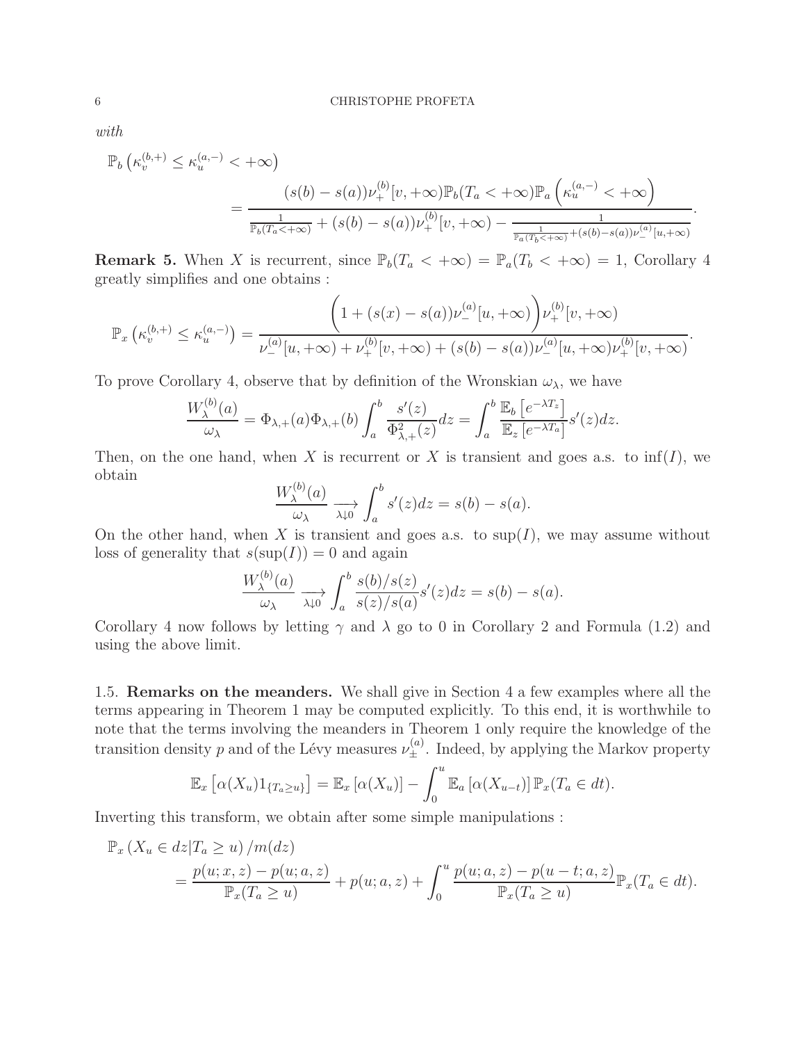*with*

$$\mathbb{P}_b\left(\kappa_v^{(b,+)} \leq \kappa_u^{(a,-)} < +\infty\right) = \frac{(s(b)-s(a))\nu_+^{(b)}[v,+\infty)\mathbb{P}_b(T_a<+\infty)\mathbb{P}_a\left(\kappa_u^{(a,-)}<+\infty\right)}{\frac{1}{\mathbb{P}_b(T_a<+\infty)} + (s(b)-s(a))\nu_+^{(b)}[v,+\infty) - \frac{1}{\frac{1}{\mathbb{P}_a(T_b<+\infty)}+(s(b)-s(a))\nu_-^{(a)}[u,+\infty)}}.$$

**Remark 5.** When $X$ is recurrent, since $\mathbb{P}_b(T_a < +\infty) = \mathbb{P}_a(T_b < +\infty) = 1$, Corollary 4 greatly simplifies and one obtains :

$$\mathbb{P}_x\left(\kappa_v^{(b,+)} \leq \kappa_u^{(a,-)}\right) = \frac{\left(1+(s(x)-s(a))\nu_-^{(a)}[u,+\infty)\right)\nu_+^{(b)}[v,+\infty)}{\nu_-^{(a)}[u,+\infty)+\nu_+^{(b)}[v,+\infty)+(s(b)-s(a))\nu_-^{(a)}[u,+\infty)\nu_+^{(b)}[v,+\infty)}.$$

To prove Corollary 4, observe that by definition of the Wronskian $\omega_\lambda$, we have

$$\frac{W_\lambda^{(b)}(a)}{\omega_\lambda} = \Phi_{\lambda,+}(a)\Phi_{\lambda,+}(b)\int_a^b \frac{s'(z)}{\Phi_{\lambda,+}^2(z)}dz = \int_a^b \frac{\mathbb{E}_b\left[e^{-\lambda T_z}\right]}{\mathbb{E}_z\left[e^{-\lambda T_a}\right]}s'(z)dz.$$

Then, on the one hand, when $X$ is recurrent or $X$ is transient and goes a.s. to $\inf(I)$, we obtain

$$\frac{W_\lambda^{(b)}(a)}{\omega_\lambda} \xrightarrow[\lambda\downarrow 0]{} \int_a^b s'(z)dz = s(b)-s(a).$$

On the other hand, when $X$ is transient and goes a.s. to $\sup(I)$, we may assume without loss of generality that $s(\sup(I)) = 0$ and again

$$\frac{W_\lambda^{(b)}(a)}{\omega_\lambda} \xrightarrow[\lambda\downarrow 0]{} \int_a^b \frac{s(b)/s(z)}{s(z)/s(a)}s'(z)dz = s(b)-s(a).$$

Corollary 4 now follows by letting $\gamma$ and $\lambda$ go to 0 in Corollary 2 and Formula (1.2) and using the above limit.

### 1.5. Remarks on the meanders.

We shall give in Section 4 a few examples where all the terms appearing in Theorem 1 may be computed explicitly. To this end, it is worthwhile to note that the terms involving the meanders in Theorem 1 only require the knowledge of the transition density $p$ and of the Lévy measures $\nu_\pm^{(a)}$. Indeed, by applying the Markov property

$$\mathbb{E}_x\left[\alpha(X_u)1_{\{T_a\geq u\}}\right] = \mathbb{E}_x\left[\alpha(X_u)\right] - \int_0^u \mathbb{E}_a\left[\alpha(X_{u-t})\right]\mathbb{P}_x(T_a\in dt).$$

Inverting this transform, we obtain after some simple manipulations :

$$\begin{aligned}
&\mathbb{P}_x\left(X_u\in dz | T_a\geq u\right)/m(dz) \\
&\qquad = \frac{p(u;x,z)-p(u;a,z)}{\mathbb{P}_x(T_a\geq u)} + p(u;a,z) + \int_0^u \frac{p(u;a,z)-p(u-t;a,z)}{\mathbb{P}_x(T_a\geq u)}\mathbb{P}_x(T_a\in dt).
\end{aligned}$$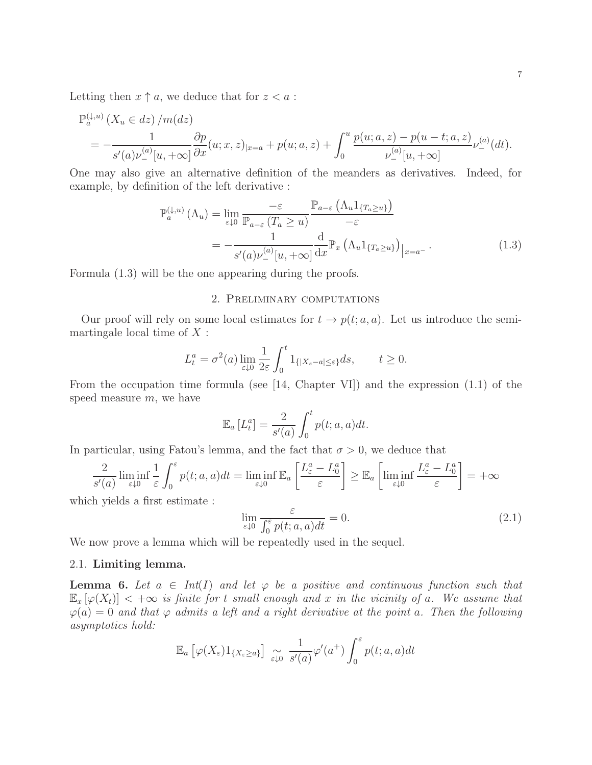Letting then $x \uparrow a$, we deduce that for $z < a$ :

$$
\begin{aligned}
&\mathbb{P}_a^{(\downarrow,u)}\left(X_u \in dz\right)/m(dz) \\
&= -\frac{1}{s'(a)\nu_-^{(a)}[u,+\infty]}\frac{\partial p}{\partial x}(u;x,z)_{|x=a} + p(u;a,z) + \int_0^u \frac{p(u;a,z)-p(u-t;a,z)}{\nu_-^{(a)}[u,+\infty]}\nu_-^{(a)}(dt).
\end{aligned}
$$

One may also give an alternative definition of the meanders as derivatives. Indeed, for example, by definition of the left derivative :

$$
\begin{aligned}
\mathbb{P}_a^{(\downarrow,u)}\left(\Lambda_u\right) &= \lim_{\varepsilon\downarrow 0}\frac{-\varepsilon}{\mathbb{P}_{a-\varepsilon}\left(T_a \geq u\right)}\frac{\mathbb{P}_{a-\varepsilon}\left(\Lambda_u 1_{\{T_a\geq u\}}\right)}{-\varepsilon} \\
&= -\frac{1}{s'(a)\nu_-^{(a)}[u,+\infty]}\frac{\mathrm{d}}{\mathrm{d}x}\mathbb{P}_x\left(\Lambda_u 1_{\{T_a\geq u\}}\right)\Big|_{x=a^-}.
\end{aligned}
\tag{1.3}
$$

Formula (1.3) will be the one appearing during the proofs.

## 2. Preliminary computations

Our proof will rely on some local estimates for $t \to p(t;a,a)$. Let us introduce the semimartingale local time of $X$ :

$$
L_t^a = \sigma^2(a)\lim_{\varepsilon\downarrow 0}\frac{1}{2\varepsilon}\int_0^t 1_{\{|X_s-a|\leq\varepsilon\}}ds, \qquad t \geq 0.
$$

From the occupation time formula (see [14, Chapter VI]) and the expression (1.1) of the speed measure $m$, we have

$$
\mathbb{E}_a\left[L_t^a\right] = \frac{2}{s'(a)}\int_0^t p(t;a,a)dt.
$$

In particular, using Fatou's lemma, and the fact that $\sigma > 0$, we deduce that

$$
\frac{2}{s'(a)}\liminf_{\varepsilon\downarrow 0}\frac{1}{\varepsilon}\int_0^\varepsilon p(t;a,a)dt = \liminf_{\varepsilon\downarrow 0}\mathbb{E}_a\left[\frac{L_\varepsilon^a - L_0^a}{\varepsilon}\right] \geq \mathbb{E}_a\left[\liminf_{\varepsilon\downarrow 0}\frac{L_\varepsilon^a - L_0^a}{\varepsilon}\right] = +\infty
$$

which yields a first estimate :

$$
\lim_{\varepsilon\downarrow 0}\frac{\varepsilon}{\int_0^\varepsilon p(t;a,a)dt} = 0. \tag{2.1}
$$

We now prove a lemma which will be repeatedly used in the sequel.

### 2.1. Limiting lemma.

**Lemma 6.** *Let $a \in Int(I)$ and let $\varphi$ be a positive and continuous function such that $\mathbb{E}_x\left[\varphi(X_t)\right] < +\infty$ is finite for $t$ small enough and $x$ in the vicinity of $a$. We assume that $\varphi(a) = 0$ and that $\varphi$ admits a left and a right derivative at the point $a$. Then the following asymptotics hold:*

$$
\mathbb{E}_a\left[\varphi(X_\varepsilon)1_{\{X_\varepsilon\geq a\}}\right] \underset{\varepsilon\downarrow 0}{\sim} \frac{1}{s'(a)}\varphi'(a^+)\int_0^\varepsilon p(t;a,a)dt
$$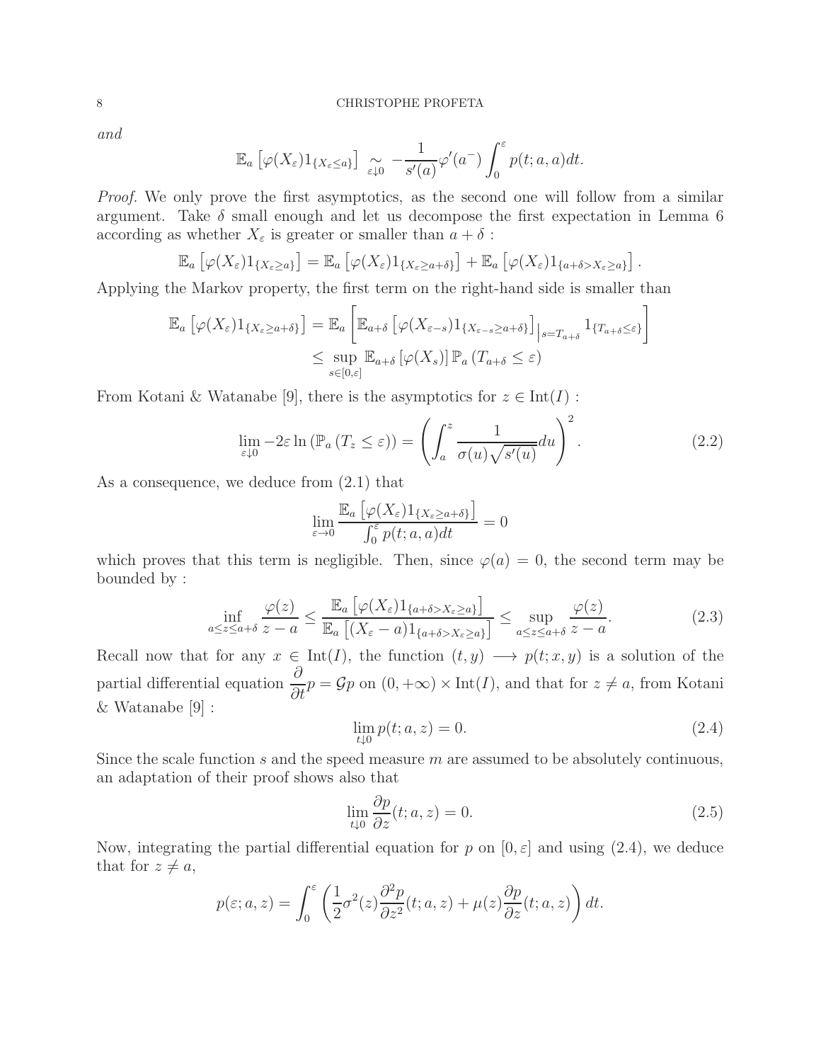*and*

$$\mathbb{E}_a\left[\varphi(X_\varepsilon)1_{\{X_\varepsilon\leq a\}}\right] \underset{\varepsilon\downarrow 0}{\sim} -\frac{1}{s'(a)}\varphi'(a^-)\int_0^\varepsilon p(t;a,a)dt.$$

*Proof.* We only prove the first asymptotics, as the second one will follow from a similar argument. Take $\delta$ small enough and let us decompose the first expectation in Lemma 6 according as whether $X_\varepsilon$ is greater or smaller than $a+\delta$ :

$$\mathbb{E}_a\left[\varphi(X_\varepsilon)1_{\{X_\varepsilon\geq a\}}\right] = \mathbb{E}_a\left[\varphi(X_\varepsilon)1_{\{X_\varepsilon\geq a+\delta\}}\right] + \mathbb{E}_a\left[\varphi(X_\varepsilon)1_{\{a+\delta>X_\varepsilon\geq a\}}\right].$$

Applying the Markov property, the first term on the right-hand side is smaller than

$$\begin{aligned}
\mathbb{E}_a\left[\varphi(X_\varepsilon)1_{\{X_\varepsilon\geq a+\delta\}}\right] &= \mathbb{E}_a\left[\mathbb{E}_{a+\delta}\left[\varphi(X_{\varepsilon-s})1_{\{X_{\varepsilon-s}\geq a+\delta\}}\right]\Big|_{s=T_{a+\delta}} 1_{\{T_{a+\delta}\leq\varepsilon\}}\right] \\
&\leq \sup_{s\in[0,\varepsilon]} \mathbb{E}_{a+\delta}\left[\varphi(X_s)\right]\mathbb{P}_a\left(T_{a+\delta}\leq\varepsilon\right)
\end{aligned}$$

From Kotani & Watanabe [9], there is the asymptotics for $z\in \mathrm{Int}(I)$ :

$$\lim_{\varepsilon\downarrow 0} -2\varepsilon\ln\left(\mathbb{P}_a\left(T_z\leq\varepsilon\right)\right) = \left(\int_a^z \frac{1}{\sigma(u)\sqrt{s'(u)}}du\right)^2. \tag{2.2}$$

As a consequence, we deduce from (2.1) that

$$\lim_{\varepsilon\to 0}\frac{\mathbb{E}_a\left[\varphi(X_\varepsilon)1_{\{X_\varepsilon\geq a+\delta\}}\right]}{\int_0^\varepsilon p(t;a,a)dt} = 0$$

which proves that this term is negligible. Then, since $\varphi(a)=0$, the second term may be bounded by :

$$\inf_{a\leq z\leq a+\delta}\frac{\varphi(z)}{z-a} \leq \frac{\mathbb{E}_a\left[\varphi(X_\varepsilon)1_{\{a+\delta>X_\varepsilon\geq a\}}\right]}{\mathbb{E}_a\left[(X_\varepsilon-a)1_{\{a+\delta>X_\varepsilon\geq a\}}\right]} \leq \sup_{a\leq z\leq a+\delta}\frac{\varphi(z)}{z-a}. \tag{2.3}$$

Recall now that for any $x\in \mathrm{Int}(I)$, the function $(t,y)\longrightarrow p(t;x,y)$ is a solution of the partial differential equation $\dfrac{\partial}{\partial t}p = \mathcal{G}p$ on $(0,+\infty)\times \mathrm{Int}(I)$, and that for $z\neq a$, from Kotani & Watanabe [9] :

$$\lim_{t\downarrow 0} p(t;a,z) = 0. \tag{2.4}$$

Since the scale function $s$ and the speed measure $m$ are assumed to be absolutely continuous, an adaptation of their proof shows also that

$$\lim_{t\downarrow 0}\frac{\partial p}{\partial z}(t;a,z) = 0. \tag{2.5}$$

Now, integrating the partial differential equation for $p$ on $[0,\varepsilon]$ and using (2.4), we deduce that for $z\neq a$,

$$p(\varepsilon;a,z) = \int_0^\varepsilon\left(\frac{1}{2}\sigma^2(z)\frac{\partial^2 p}{\partial z^2}(t;a,z) + \mu(z)\frac{\partial p}{\partial z}(t;a,z)\right)dt.$$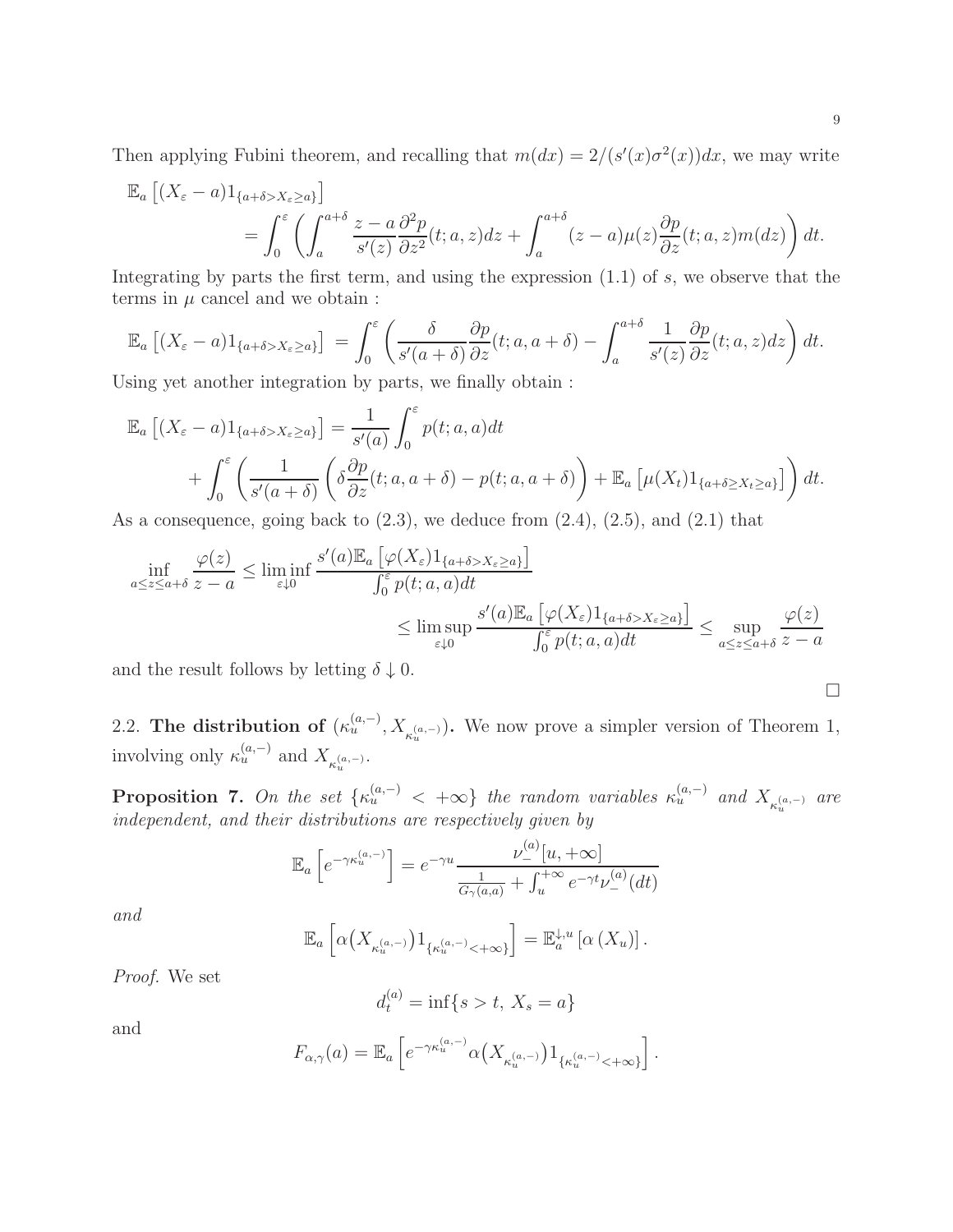Then applying Fubini theorem, and recalling that $m(dx) = 2/(s'(x)\sigma^2(x))dx$, we may write

$$
\begin{aligned}
&\mathbb{E}_a\left[(X_\varepsilon - a)1_{\{a+\delta > X_\varepsilon \geq a\}}\right] \\
&\qquad = \int_0^\varepsilon \left( \int_a^{a+\delta} \frac{z-a}{s'(z)} \frac{\partial^2 p}{\partial z^2}(t;a,z)dz + \int_a^{a+\delta} (z-a)\mu(z) \frac{\partial p}{\partial z}(t;a,z) m(dz) \right) dt.
\end{aligned}
$$

Integrating by parts the first term, and using the expression (1.1) of $s$, we observe that the terms in $\mu$ cancel and we obtain :

$$
\mathbb{E}_a\left[(X_\varepsilon - a)1_{\{a+\delta > X_\varepsilon \geq a\}}\right] = \int_0^\varepsilon \left( \frac{\delta}{s'(a+\delta)} \frac{\partial p}{\partial z}(t;a,a+\delta) - \int_a^{a+\delta} \frac{1}{s'(z)} \frac{\partial p}{\partial z}(t;a,z)dz \right) dt.
$$

Using yet another integration by parts, we finally obtain :

$$
\begin{aligned}
&\mathbb{E}_a\left[(X_\varepsilon - a)1_{\{a+\delta > X_\varepsilon \geq a\}}\right] = \frac{1}{s'(a)} \int_0^\varepsilon p(t;a,a)dt \\
&\qquad + \int_0^\varepsilon \left( \frac{1}{s'(a+\delta)} \left( \delta \frac{\partial p}{\partial z}(t;a,a+\delta) - p(t;a,a+\delta) \right) + \mathbb{E}_a\left[\mu(X_t)1_{\{a+\delta \geq X_t \geq a\}}\right] \right) dt.
\end{aligned}
$$

As a consequence, going back to (2.3), we deduce from (2.4), (2.5), and (2.1) that

$$
\begin{aligned}
\inf_{a \leq z \leq a+\delta} \frac{\varphi(z)}{z-a} &\leq \liminf_{\varepsilon \downarrow 0} \frac{s'(a)\mathbb{E}_a\left[\varphi(X_\varepsilon)1_{\{a+\delta > X_\varepsilon \geq a\}}\right]}{\int_0^\varepsilon p(t;a,a)dt} \\
&\leq \limsup_{\varepsilon \downarrow 0} \frac{s'(a)\mathbb{E}_a\left[\varphi(X_\varepsilon)1_{\{a+\delta > X_\varepsilon \geq a\}}\right]}{\int_0^\varepsilon p(t;a,a)dt} \leq \sup_{a \leq z \leq a+\delta} \frac{\varphi(z)}{z-a}
\end{aligned}
$$

and the result follows by letting $\delta \downarrow 0$.

□

2.2. **The distribution of** $(\kappa_u^{(a,-)}, X_{\kappa_u^{(a,-)}})$**.** We now prove a simpler version of Theorem 1, involving only $\kappa_u^{(a,-)}$ and $X_{\kappa_u^{(a,-)}}$.

**Proposition 7.** *On the set* $\{\kappa_u^{(a,-)} < +\infty\}$ *the random variables* $\kappa_u^{(a,-)}$ *and* $X_{\kappa_u^{(a,-)}}$ *are independent, and their distributions are respectively given by*

$$
\mathbb{E}_a\left[e^{-\gamma \kappa_u^{(a,-)}}\right] = e^{-\gamma u} \frac{\nu_-^{(a)}[u,+\infty]}{\frac{1}{G_\gamma(a,a)} + \int_u^{+\infty} e^{-\gamma t} \nu_-^{(a)}(dt)}
$$

*and*

$$
\mathbb{E}_a\left[\alpha\big(X_{\kappa_u^{(a,-)}}\big)1_{\{\kappa_u^{(a,-)} < +\infty\}}\right] = \mathbb{E}_a^{\downarrow,u}\left[\alpha\left(X_u\right)\right].
$$

*Proof.* We set

$$
d_t^{(a)} = \inf\{s > t,\ X_s = a\}
$$

and

$$
F_{\alpha,\gamma}(a) = \mathbb{E}_a\left[e^{-\gamma \kappa_u^{(a,-)}} \alpha\big(X_{\kappa_u^{(a,-)}}\big)1_{\{\kappa_u^{(a,-)} < +\infty\}}\right].
$$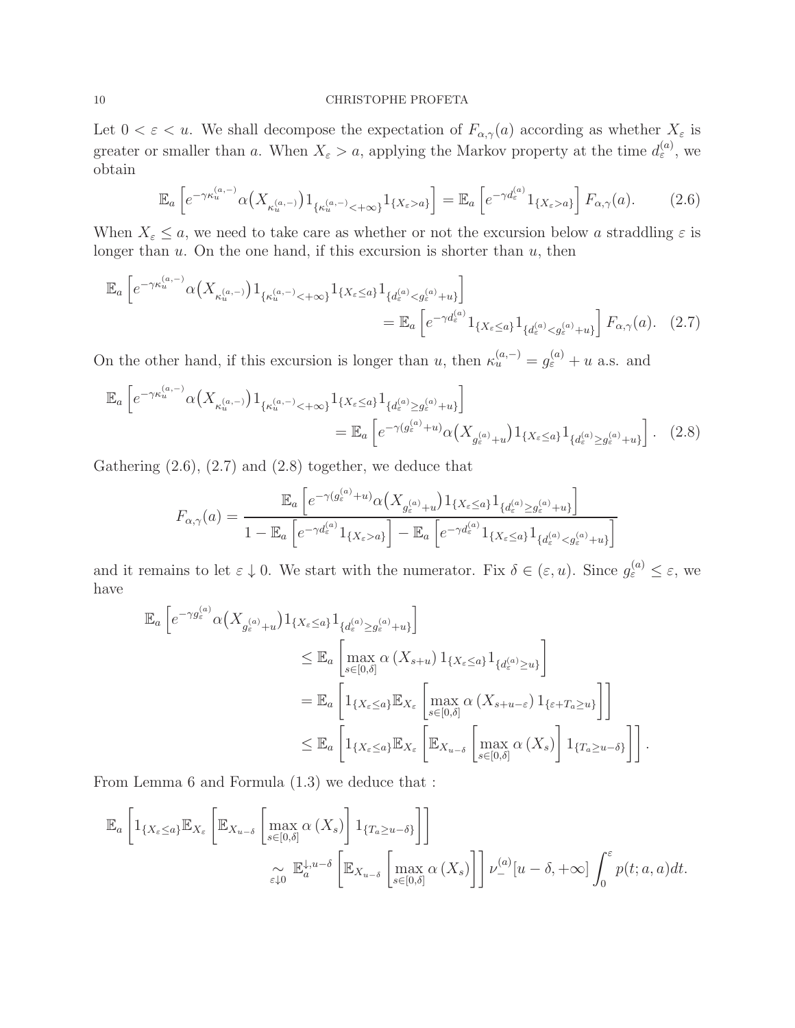Let $0 < \varepsilon < u$. We shall decompose the expectation of $F_{\alpha,\gamma}(a)$ according as whether $X_\varepsilon$ is greater or smaller than $a$. When $X_\varepsilon > a$, applying the Markov property at the time $d_\varepsilon^{(a)}$, we obtain

$$\mathbb{E}_a\left[e^{-\gamma\kappa_u^{(a,-)}}\alpha\big(X_{\kappa_u^{(a,-)}}\big)1_{\{\kappa_u^{(a,-)}<+\infty\}}1_{\{X_\varepsilon>a\}}\right] = \mathbb{E}_a\left[e^{-\gamma d_\varepsilon^{(a)}}1_{\{X_\varepsilon>a\}}\right]F_{\alpha,\gamma}(a). \tag{2.6}$$

When $X_\varepsilon \leq a$, we need to take care as whether or not the excursion below $a$ straddling $\varepsilon$ is longer than $u$. On the one hand, if this excursion is shorter than $u$, then

$$\mathbb{E}_a\left[e^{-\gamma\kappa_u^{(a,-)}}\alpha\big(X_{\kappa_u^{(a,-)}}\big)1_{\{\kappa_u^{(a,-)}<+\infty\}}1_{\{X_\varepsilon\leq a\}}1_{\{d_\varepsilon^{(a)}<g_\varepsilon^{(a)}+u\}}\right] = \mathbb{E}_a\left[e^{-\gamma d_\varepsilon^{(a)}}1_{\{X_\varepsilon\leq a\}}1_{\{d_\varepsilon^{(a)}<g_\varepsilon^{(a)}+u\}}\right]F_{\alpha,\gamma}(a). \tag{2.7}$$

On the other hand, if this excursion is longer than $u$, then $\kappa_u^{(a,-)} = g_\varepsilon^{(a)} + u$ a.s. and

$$\mathbb{E}_a\left[e^{-\gamma\kappa_u^{(a,-)}}\alpha\big(X_{\kappa_u^{(a,-)}}\big)1_{\{\kappa_u^{(a,-)}<+\infty\}}1_{\{X_\varepsilon\leq a\}}1_{\{d_\varepsilon^{(a)}\geq g_\varepsilon^{(a)}+u\}}\right] = \mathbb{E}_a\left[e^{-\gamma(g_\varepsilon^{(a)}+u)}\alpha\big(X_{g_\varepsilon^{(a)}+u}\big)1_{\{X_\varepsilon\leq a\}}1_{\{d_\varepsilon^{(a)}\geq g_\varepsilon^{(a)}+u\}}\right]. \tag{2.8}$$

Gathering (2.6), (2.7) and (2.8) together, we deduce that

$$F_{\alpha,\gamma}(a) = \frac{\mathbb{E}_a\left[e^{-\gamma(g_\varepsilon^{(a)}+u)}\alpha\big(X_{g_\varepsilon^{(a)}+u}\big)1_{\{X_\varepsilon\leq a\}}1_{\{d_\varepsilon^{(a)}\geq g_\varepsilon^{(a)}+u\}}\right]}{1-\mathbb{E}_a\left[e^{-\gamma d_\varepsilon^{(a)}}1_{\{X_\varepsilon>a\}}\right]-\mathbb{E}_a\left[e^{-\gamma d_\varepsilon^{(a)}}1_{\{X_\varepsilon\leq a\}}1_{\{d_\varepsilon^{(a)}<g_\varepsilon^{(a)}+u\}}\right]}$$

and it remains to let $\varepsilon \downarrow 0$. We start with the numerator. Fix $\delta \in (\varepsilon, u)$. Since $g_\varepsilon^{(a)} \leq \varepsilon$, we have

$$\begin{aligned}
\mathbb{E}_a&\left[e^{-\gamma g_\varepsilon^{(a)}}\alpha\big(X_{g_\varepsilon^{(a)}+u}\big)1_{\{X_\varepsilon\leq a\}}1_{\{d_\varepsilon^{(a)}\geq g_\varepsilon^{(a)}+u\}}\right] \\
&\leq \mathbb{E}_a\left[\max_{s\in[0,\delta]}\alpha\left(X_{s+u}\right)1_{\{X_\varepsilon\leq a\}}1_{\{d_\varepsilon^{(a)}\geq u\}}\right] \\
&= \mathbb{E}_a\left[1_{\{X_\varepsilon\leq a\}}\mathbb{E}_{X_\varepsilon}\left[\max_{s\in[0,\delta]}\alpha\left(X_{s+u-\varepsilon}\right)1_{\{\varepsilon+T_a\geq u\}}\right]\right] \\
&\leq \mathbb{E}_a\left[1_{\{X_\varepsilon\leq a\}}\mathbb{E}_{X_\varepsilon}\left[\mathbb{E}_{X_{u-\delta}}\left[\max_{s\in[0,\delta]}\alpha\left(X_s\right)\right]1_{\{T_a\geq u-\delta\}}\right]\right].
\end{aligned}$$

From Lemma 6 and Formula (1.3) we deduce that :

$$\begin{aligned}
\mathbb{E}_a&\left[1_{\{X_\varepsilon\leq a\}}\mathbb{E}_{X_\varepsilon}\left[\mathbb{E}_{X_{u-\delta}}\left[\max_{s\in[0,\delta]}\alpha\left(X_s\right)\right]1_{\{T_a\geq u-\delta\}}\right]\right] \\
&\underset{\varepsilon\downarrow 0}{\sim} \mathbb{E}_a^{\downarrow,u-\delta}\left[\mathbb{E}_{X_{u-\delta}}\left[\max_{s\in[0,\delta]}\alpha\left(X_s\right)\right]\right]\nu_-^{(a)}[u-\delta,+\infty]\int_0^\varepsilon p(t;a,a)dt.
\end{aligned}$$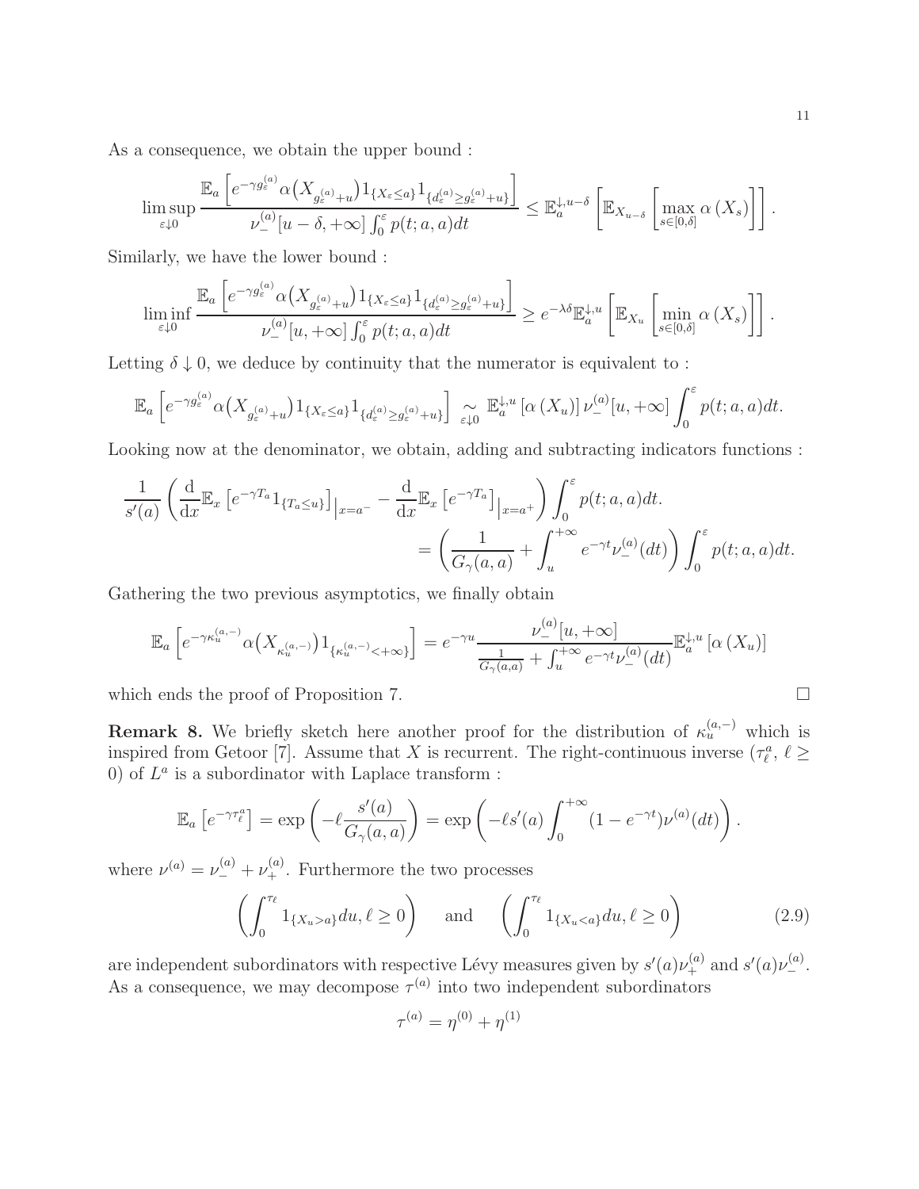As a consequence, we obtain the upper bound :

$$\limsup_{\varepsilon\downarrow 0} \frac{\mathbb{E}_a\left[e^{-\gamma g_\varepsilon^{(a)}}\alpha\big(X_{g_\varepsilon^{(a)}+u}\big)1_{\{X_\varepsilon\leq a\}}1_{\{d_\varepsilon^{(a)}\geq g_\varepsilon^{(a)}+u\}}\right]}{\nu_-^{(a)}[u-\delta,+\infty]\int_0^\varepsilon p(t;a,a)dt} \leq \mathbb{E}_a^{\downarrow,u-\delta}\left[\mathbb{E}_{X_{u-\delta}}\left[\max_{s\in[0,\delta]}\alpha\left(X_s\right)\right]\right].$$

Similarly, we have the lower bound :

$$\liminf_{\varepsilon\downarrow 0} \frac{\mathbb{E}_a\left[e^{-\gamma g_\varepsilon^{(a)}}\alpha\big(X_{g_\varepsilon^{(a)}+u}\big)1_{\{X_\varepsilon\leq a\}}1_{\{d_\varepsilon^{(a)}\geq g_\varepsilon^{(a)}+u\}}\right]}{\nu_-^{(a)}[u,+\infty]\int_0^\varepsilon p(t;a,a)dt} \geq e^{-\lambda\delta}\mathbb{E}_a^{\downarrow,u}\left[\mathbb{E}_{X_u}\left[\min_{s\in[0,\delta]}\alpha\left(X_s\right)\right]\right].$$

Letting $\delta\downarrow 0$, we deduce by continuity that the numerator is equivalent to :

$$\mathbb{E}_a\left[e^{-\gamma g_\varepsilon^{(a)}}\alpha\big(X_{g_\varepsilon^{(a)}+u}\big)1_{\{X_\varepsilon\leq a\}}1_{\{d_\varepsilon^{(a)}\geq g_\varepsilon^{(a)}+u\}}\right] \underset{\varepsilon\downarrow 0}{\sim} \mathbb{E}_a^{\downarrow,u}\left[\alpha\left(X_u\right)\right]\nu_-^{(a)}[u,+\infty]\int_0^\varepsilon p(t;a,a)dt.$$

Looking now at the denominator, we obtain, adding and subtracting indicators functions :

$$\begin{aligned}\frac{1}{s'(a)}\left(\frac{\mathrm{d}}{\mathrm{d}x}\mathbb{E}_x\left[e^{-\gamma T_a}1_{\{T_a\leq u\}}\right]\Big|_{x=a^-} - \frac{\mathrm{d}}{\mathrm{d}x}\mathbb{E}_x\left[e^{-\gamma T_a}\right]\Big|_{x=a^+}\right)\int_0^\varepsilon p(t;a,a)dt.\\ = \left(\frac{1}{G_\gamma(a,a)}+\int_u^{+\infty}e^{-\gamma t}\nu_-^{(a)}(dt)\right)\int_0^\varepsilon p(t;a,a)dt.\end{aligned}$$

Gathering the two previous asymptotics, we finally obtain

$$\mathbb{E}_a\left[e^{-\gamma\kappa_u^{(a,-)}}\alpha\big(X_{\kappa_u^{(a,-)}}\big)1_{\{\kappa_u^{(a,-)}<+\infty\}}\right] = e^{-\gamma u}\frac{\nu_-^{(a)}[u,+\infty]}{\frac{1}{G_\gamma(a,a)}+\int_u^{+\infty}e^{-\gamma t}\nu_-^{(a)}(dt)}\mathbb{E}_a^{\downarrow,u}\left[\alpha\left(X_u\right)\right]$$

which ends the proof of Proposition 7. □

**Remark 8.** We briefly sketch here another proof for the distribution of $\kappa_u^{(a,-)}$ which is inspired from Getoor [7]. Assume that $X$ is recurrent. The right-continuous inverse $(\tau_\ell^a,\ \ell\geq 0)$ of $L^a$ is a subordinator with Laplace transform :

$$\mathbb{E}_a\left[e^{-\gamma\tau_\ell^a}\right] = \exp\left(-\ell\frac{s'(a)}{G_\gamma(a,a)}\right) = \exp\left(-\ell s'(a)\int_0^{+\infty}(1-e^{-\gamma t})\nu^{(a)}(dt)\right).$$

where $\nu^{(a)} = \nu_-^{(a)}+\nu_+^{(a)}$. Furthermore the two processes

$$\left(\int_0^{\tau_\ell}1_{\{X_u>a\}}du,\ell\geq 0\right) \quad \text{and} \quad \left(\int_0^{\tau_\ell}1_{\{X_u<a\}}du,\ell\geq 0\right) \tag{2.9}$$

are independent subordinators with respective Lévy measures given by $s'(a)\nu_+^{(a)}$ and $s'(a)\nu_-^{(a)}$. As a consequence, we may decompose $\tau^{(a)}$ into two independent subordinators

$$\tau^{(a)} = \eta^{(0)}+\eta^{(1)}$$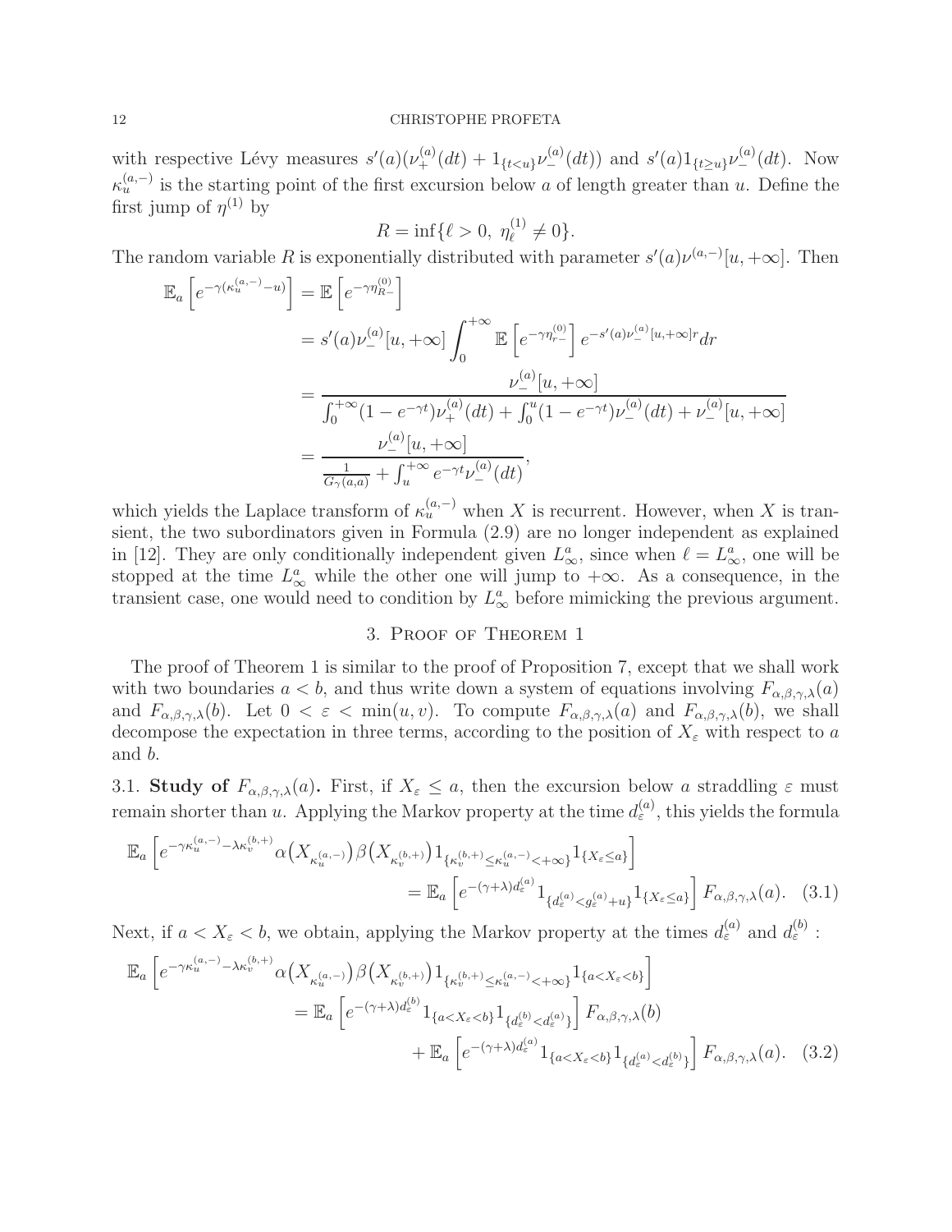with respective Lévy measures $s'(a)(\nu_+^{(a)}(dt) + 1_{\{t<u\}}\nu_-^{(a)}(dt))$ and $s'(a)1_{\{t\geq u\}}\nu_-^{(a)}(dt)$. Now $\kappa_u^{(a,-)}$ is the starting point of the first excursion below $a$ of length greater than $u$. Define the first jump of $\eta^{(1)}$ by

$$R = \inf\{\ell > 0,\ \eta_\ell^{(1)} \neq 0\}.$$

The random variable $R$ is exponentially distributed with parameter $s'(a)\nu^{(a,-)}[u, +\infty]$. Then

$$\begin{aligned}
\mathbb{E}_a\left[e^{-\gamma(\kappa_u^{(a,-)}-u)}\right] &= \mathbb{E}\left[e^{-\gamma\eta_{R-}^{(0)}}\right] \\
&= s'(a)\nu_-^{(a)}[u,+\infty]\int_0^{+\infty}\mathbb{E}\left[e^{-\gamma\eta_{r-}^{(0)}}\right]e^{-s'(a)\nu_-^{(a)}[u,+\infty]r}dr \\
&= \frac{\nu_-^{(a)}[u,+\infty]}{\int_0^{+\infty}(1-e^{-\gamma t})\nu_+^{(a)}(dt) + \int_0^u(1-e^{-\gamma t})\nu_-^{(a)}(dt) + \nu_-^{(a)}[u,+\infty]} \\
&= \frac{\nu_-^{(a)}[u,+\infty]}{\frac{1}{G_\gamma(a,a)} + \int_u^{+\infty}e^{-\gamma t}\nu_-^{(a)}(dt)},
\end{aligned}$$

which yields the Laplace transform of $\kappa_u^{(a,-)}$ when $X$ is recurrent. However, when $X$ is transient, the two subordinators given in Formula (2.9) are no longer independent as explained in [12]. They are only conditionally independent given $L_\infty^a$, since when $\ell = L_\infty^a$, one will be stopped at the time $L_\infty^a$ while the other one will jump to $+\infty$. As a consequence, in the transient case, one would need to condition by $L_\infty^a$ before mimicking the previous argument.

## 3. Proof of Theorem 1

The proof of Theorem 1 is similar to the proof of Proposition 7, except that we shall work with two boundaries $a < b$, and thus write down a system of equations involving $F_{\alpha,\beta,\gamma,\lambda}(a)$ and $F_{\alpha,\beta,\gamma,\lambda}(b)$. Let $0 < \varepsilon < \min(u, v)$. To compute $F_{\alpha,\beta,\gamma,\lambda}(a)$ and $F_{\alpha,\beta,\gamma,\lambda}(b)$, we shall decompose the expectation in three terms, according to the position of $X_\varepsilon$ with respect to $a$ and $b$.

3.1. **Study of $F_{\alpha,\beta,\gamma,\lambda}(a)$.** First, if $X_\varepsilon \leq a$, then the excursion below $a$ straddling $\varepsilon$ must remain shorter than $u$. Applying the Markov property at the time $d_\varepsilon^{(a)}$, this yields the formula

$$\mathbb{E}_a\left[e^{-\gamma\kappa_u^{(a,-)}-\lambda\kappa_v^{(b,+)}}\alpha\big(X_{\kappa_u^{(a,-)}}\big)\beta\big(X_{\kappa_v^{(b,+)}}\big)1_{\{\kappa_v^{(b,+)}\leq\kappa_u^{(a,-)}<+\infty\}}1_{\{X_\varepsilon\leq a\}}\right] = \mathbb{E}_a\left[e^{-(\gamma+\lambda)d_\varepsilon^{(a)}}1_{\{d_\varepsilon^{(a)}<g_\varepsilon^{(a)}+u\}}1_{\{X_\varepsilon\leq a\}}\right]F_{\alpha,\beta,\gamma,\lambda}(a). \quad (3.1)$$

Next, if $a < X_\varepsilon < b$, we obtain, applying the Markov property at the times $d_\varepsilon^{(a)}$ and $d_\varepsilon^{(b)}$ :

$$\begin{aligned}
\mathbb{E}_a\left[e^{-\gamma\kappa_u^{(a,-)}-\lambda\kappa_v^{(b,+)}}\alpha\big(X_{\kappa_u^{(a,-)}}\big)\beta\big(X_{\kappa_v^{(b,+)}}\big)1_{\{\kappa_v^{(b,+)}\leq\kappa_u^{(a,-)}<+\infty\}}1_{\{a<X_\varepsilon<b\}}\right] \\
= \mathbb{E}_a\left[e^{-(\gamma+\lambda)d_\varepsilon^{(b)}}1_{\{a<X_\varepsilon<b\}}1_{\{d_\varepsilon^{(b)}<d_\varepsilon^{(a)}\}}\right]F_{\alpha,\beta,\gamma,\lambda}(b) \\
+ \mathbb{E}_a\left[e^{-(\gamma+\lambda)d_\varepsilon^{(a)}}1_{\{a<X_\varepsilon<b\}}1_{\{d_\varepsilon^{(a)}<d_\varepsilon^{(b)}\}}\right]F_{\alpha,\beta,\gamma,\lambda}(a). \quad (3.2)
\end{aligned}$$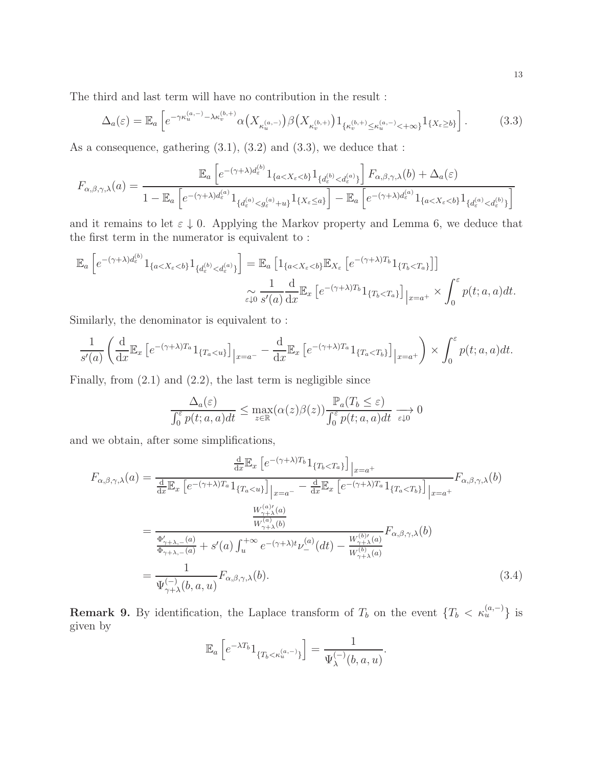The third and last term will have no contribution in the result :

$$\Delta_a(\varepsilon) = \mathbb{E}_a\left[e^{-\gamma\kappa_u^{(a,-)}-\lambda\kappa_v^{(b,+)}}\alpha\big(X_{\kappa_u^{(a,-)}}\big)\beta\big(X_{\kappa_v^{(b,+)}}\big)1_{\{\kappa_v^{(b,+)}\leq\kappa_u^{(a,-)}<+\infty\}}1_{\{X_\varepsilon\geq b\}}\right]. \tag{3.3}$$

As a consequence, gathering (3.1), (3.2) and (3.3), we deduce that :

$$F_{\alpha,\beta,\gamma,\lambda}(a) = \frac{\mathbb{E}_a\left[e^{-(\gamma+\lambda)d_\varepsilon^{(b)}}1_{\{a<X_\varepsilon<b\}}1_{\{d_\varepsilon^{(b)}<d_\varepsilon^{(a)}\}}\right]F_{\alpha,\beta,\gamma,\lambda}(b)+\Delta_a(\varepsilon)}{1-\mathbb{E}_a\left[e^{-(\gamma+\lambda)d_\varepsilon^{(a)}}1_{\{d_\varepsilon^{(a)}<g_\varepsilon^{(a)}+u\}}1_{\{X_\varepsilon\leq a\}}\right]-\mathbb{E}_a\left[e^{-(\gamma+\lambda)d_\varepsilon^{(a)}}1_{\{a<X_\varepsilon<b\}}1_{\{d_\varepsilon^{(a)}<d_\varepsilon^{(b)}\}}\right]}$$

and it remains to let $\varepsilon\downarrow 0$. Applying the Markov property and Lemma 6, we deduce that the first term in the numerator is equivalent to :

$$\begin{aligned}\mathbb{E}_a\left[e^{-(\gamma+\lambda)d_\varepsilon^{(b)}}1_{\{a<X_\varepsilon<b\}}1_{\{d_\varepsilon^{(b)}<d_\varepsilon^{(a)}\}}\right] &= \mathbb{E}_a\left[1_{\{a<X_\varepsilon<b\}}\mathbb{E}_{X_\varepsilon}\left[e^{-(\gamma+\lambda)T_b}1_{\{T_b<T_a\}}\right]\right]\\ &\underset{\varepsilon\downarrow 0}{\sim}\frac{1}{s'(a)}\frac{\mathrm{d}}{\mathrm{d}x}\mathbb{E}_x\left[e^{-(\gamma+\lambda)T_b}1_{\{T_b<T_a\}}\right]\Big|_{x=a^+}\times\int_0^\varepsilon p(t;a,a)dt.\end{aligned}$$

Similarly, the denominator is equivalent to :

$$\frac{1}{s'(a)}\left(\frac{\mathrm{d}}{\mathrm{d}x}\mathbb{E}_x\left[e^{-(\gamma+\lambda)T_a}1_{\{T_a<u\}}\right]\Big|_{x=a^-}-\frac{\mathrm{d}}{\mathrm{d}x}\mathbb{E}_x\left[e^{-(\gamma+\lambda)T_a}1_{\{T_a<T_b\}}\right]\Big|_{x=a^+}\right)\times\int_0^\varepsilon p(t;a,a)dt.$$

Finally, from (2.1) and (2.2), the last term is negligible since

$$\frac{\Delta_a(\varepsilon)}{\int_0^\varepsilon p(t;a,a)dt}\leq\max_{z\in\mathbb{R}}(\alpha(z)\beta(z))\frac{\mathbb{P}_a(T_b\leq\varepsilon)}{\int_0^\varepsilon p(t;a,a)dt}\underset{\varepsilon\downarrow 0}{\longrightarrow}0$$

and we obtain, after some simplifications,

$$\begin{aligned}F_{\alpha,\beta,\gamma,\lambda}(a) &= \frac{\frac{\mathrm{d}}{\mathrm{d}x}\mathbb{E}_x\left[e^{-(\gamma+\lambda)T_b}1_{\{T_b<T_a\}}\right]\Big|_{x=a^+}}{\frac{\mathrm{d}}{\mathrm{d}x}\mathbb{E}_x\left[e^{-(\gamma+\lambda)T_a}1_{\{T_a<u\}}\right]\Big|_{x=a^-}-\frac{\mathrm{d}}{\mathrm{d}x}\mathbb{E}_x\left[e^{-(\gamma+\lambda)T_a}1_{\{T_a<T_b\}}\right]\Big|_{x=a^+}}F_{\alpha,\beta,\gamma,\lambda}(b)\\ &= \frac{\frac{W_{\gamma+\lambda}^{(a)\prime}(a)}{W_{\gamma+\lambda}^{(a)}(b)}}{\frac{\Phi'_{\gamma+\lambda,-}(a)}{\Phi_{\gamma+\lambda,-}(a)}+s'(a)\int_u^{+\infty}e^{-(\gamma+\lambda)t}\nu_-^{(a)}(dt)-\frac{W_{\gamma+\lambda}^{(b)\prime}(a)}{W_{\gamma+\lambda}^{(b)}(a)}}F_{\alpha,\beta,\gamma,\lambda}(b)\\ &= \frac{1}{\Psi_{\gamma+\lambda}^{(-)}(b,a,u)}F_{\alpha,\beta,\gamma,\lambda}(b).\end{aligned} \tag{3.4}$$

**Remark 9.** By identification, the Laplace transform of $T_b$ on the event $\{T_b<\kappa_u^{(a,-)}\}$ is given by

$$\mathbb{E}_a\left[e^{-\lambda T_b}1_{\{T_b<\kappa_u^{(a,-)}\}}\right]=\frac{1}{\Psi_\lambda^{(-)}(b,a,u)}.$$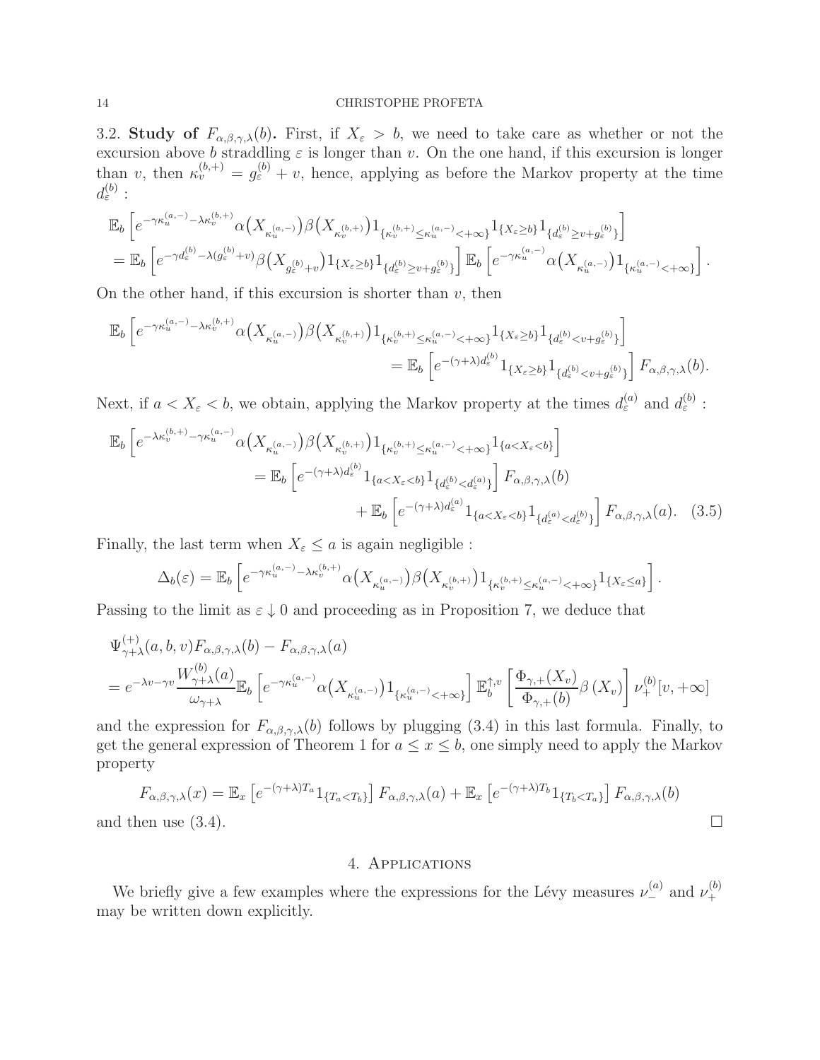3.2. **Study of** $F_{\alpha,\beta,\gamma,\lambda}(b)$**.** First, if $X_\varepsilon > b$, we need to take care as whether or not the excursion above $b$ straddling $\varepsilon$ is longer than $v$. On the one hand, if this excursion is longer than $v$, then $\kappa_v^{(b,+)} = g_\varepsilon^{(b)} + v$, hence, applying as before the Markov property at the time $d_\varepsilon^{(b)}$ :

$$
\begin{aligned}
&\mathbb{E}_b\left[e^{-\gamma\kappa_u^{(a,-)}-\lambda\kappa_v^{(b,+)}}\alpha\big(X_{\kappa_u^{(a,-)}}\big)\beta\big(X_{\kappa_v^{(b,+)}}\big)1_{\{\kappa_v^{(b,+)}\le\kappa_u^{(a,-)}<+\infty\}}1_{\{X_\varepsilon\ge b\}}1_{\{d_\varepsilon^{(b)}\ge v+g_\varepsilon^{(b)}\}}\right]\\
&=\mathbb{E}_b\left[e^{-\gamma d_\varepsilon^{(b)}-\lambda(g_\varepsilon^{(b)}+v)}\beta\big(X_{g_\varepsilon^{(b)}+v}\big)1_{\{X_\varepsilon\ge b\}}1_{\{d_\varepsilon^{(b)}\ge v+g_\varepsilon^{(b)}\}}\right]\mathbb{E}_b\left[e^{-\gamma\kappa_u^{(a,-)}}\alpha\big(X_{\kappa_u^{(a,-)}}\big)1_{\{\kappa_u^{(a,-)}<+\infty\}}\right].
\end{aligned}
$$

On the other hand, if this excursion is shorter than $v$, then

$$
\begin{aligned}
\mathbb{E}_b&\left[e^{-\gamma\kappa_u^{(a,-)}-\lambda\kappa_v^{(b,+)}}\alpha\big(X_{\kappa_u^{(a,-)}}\big)\beta\big(X_{\kappa_v^{(b,+)}}\big)1_{\{\kappa_v^{(b,+)}\le\kappa_u^{(a,-)}<+\infty\}}1_{\{X_\varepsilon\ge b\}}1_{\{d_\varepsilon^{(b)}<v+g_\varepsilon^{(b)}\}}\right]\\
&\qquad\qquad=\mathbb{E}_b\left[e^{-(\gamma+\lambda)d_\varepsilon^{(b)}}1_{\{X_\varepsilon\ge b\}}1_{\{d_\varepsilon^{(b)}<v+g_\varepsilon^{(b)}\}}\right]F_{\alpha,\beta,\gamma,\lambda}(b).
\end{aligned}
$$

Next, if $a < X_\varepsilon < b$, we obtain, applying the Markov property at the times $d_\varepsilon^{(a)}$ and $d_\varepsilon^{(b)}$ :

$$
\begin{aligned}
\mathbb{E}_b&\left[e^{-\lambda\kappa_v^{(b,+)}-\gamma\kappa_u^{(a,-)}}\alpha\big(X_{\kappa_u^{(a,-)}}\big)\beta\big(X_{\kappa_v^{(b,+)}}\big)1_{\{\kappa_v^{(b,+)}\le\kappa_u^{(a,-)}<+\infty\}}1_{\{a<X_\varepsilon<b\}}\right]\\
&=\mathbb{E}_b\left[e^{-(\gamma+\lambda)d_\varepsilon^{(b)}}1_{\{a<X_\varepsilon<b\}}1_{\{d_\varepsilon^{(b)}<d_\varepsilon^{(a)}\}}\right]F_{\alpha,\beta,\gamma,\lambda}(b)\\
&\qquad+\mathbb{E}_b\left[e^{-(\gamma+\lambda)d_\varepsilon^{(a)}}1_{\{a<X_\varepsilon<b\}}1_{\{d_\varepsilon^{(a)}<d_\varepsilon^{(b)}\}}\right]F_{\alpha,\beta,\gamma,\lambda}(a). \quad (3.5)
\end{aligned}
$$

Finally, the last term when $X_\varepsilon \le a$ is again negligible :

$$
\Delta_b(\varepsilon)=\mathbb{E}_b\left[e^{-\gamma\kappa_u^{(a,-)}-\lambda\kappa_v^{(b,+)}}\alpha\big(X_{\kappa_u^{(a,-)}}\big)\beta\big(X_{\kappa_v^{(b,+)}}\big)1_{\{\kappa_v^{(b,+)}\le\kappa_u^{(a,-)}<+\infty\}}1_{\{X_\varepsilon\le a\}}\right].
$$

Passing to the limit as $\varepsilon \downarrow 0$ and proceeding as in Proposition 7, we deduce that

$$
\begin{aligned}
&\Psi^{(+)}_{\gamma+\lambda}(a,b,v)F_{\alpha,\beta,\gamma,\lambda}(b)-F_{\alpha,\beta,\gamma,\lambda}(a)\\
&=e^{-\lambda v-\gamma v}\frac{W^{(b)}_{\gamma+\lambda}(a)}{\omega_{\gamma+\lambda}}\mathbb{E}_b\left[e^{-\gamma\kappa_u^{(a,-)}}\alpha\big(X_{\kappa_u^{(a,-)}}\big)1_{\{\kappa_u^{(a,-)}<+\infty\}}\right]\mathbb{E}_b^{\uparrow,v}\left[\frac{\Phi_{\gamma,+}(X_v)}{\Phi_{\gamma,+}(b)}\beta\left(X_v\right)\right]\nu_+^{(b)}[v,+\infty]
\end{aligned}
$$

and the expression for $F_{\alpha,\beta,\gamma,\lambda}(b)$ follows by plugging (3.4) in this last formula. Finally, to get the general expression of Theorem 1 for $a \le x \le b$, one simply need to apply the Markov property

$$
F_{\alpha,\beta,\gamma,\lambda}(x)=\mathbb{E}_x\left[e^{-(\gamma+\lambda)T_a}1_{\{T_a<T_b\}}\right]F_{\alpha,\beta,\gamma,\lambda}(a)+\mathbb{E}_x\left[e^{-(\gamma+\lambda)T_b}1_{\{T_b<T_a\}}\right]F_{\alpha,\beta,\gamma,\lambda}(b)
$$

and then use (3.4). □

## 4. Applications

We briefly give a few examples where the expressions for the Lévy measures $\nu_-^{(a)}$ and $\nu_+^{(b)}$ may be written down explicitly.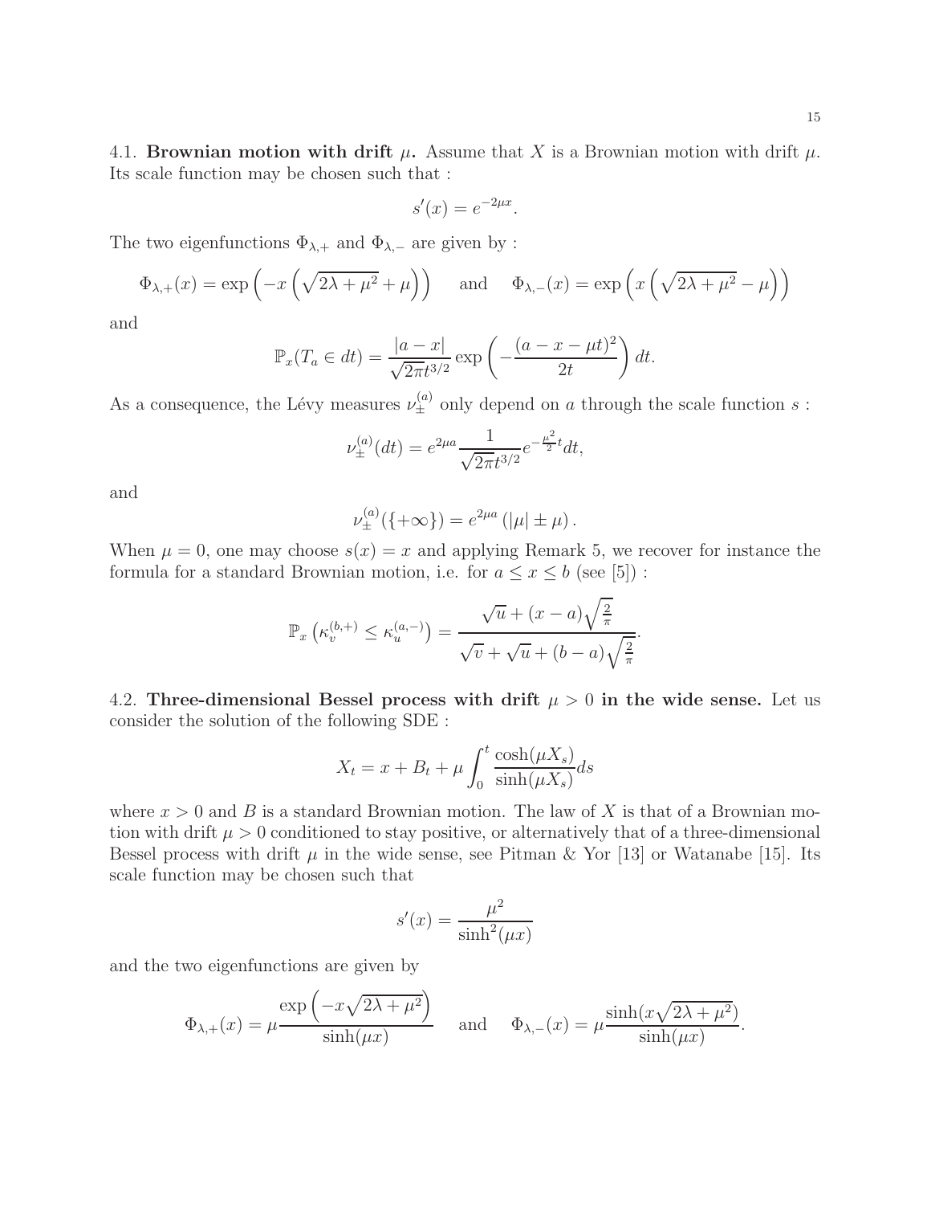4.1. **Brownian motion with drift $\mu$.** Assume that $X$ is a Brownian motion with drift $\mu$. Its scale function may be chosen such that :

$$s'(x) = e^{-2\mu x}.$$

The two eigenfunctions $\Phi_{\lambda,+}$ and $\Phi_{\lambda,-}$ are given by :

$$\Phi_{\lambda,+}(x) = \exp\left(-x\left(\sqrt{2\lambda+\mu^2}+\mu\right)\right) \quad \text{and} \quad \Phi_{\lambda,-}(x) = \exp\left(x\left(\sqrt{2\lambda+\mu^2}-\mu\right)\right)$$

and

$$\mathbb{P}_x(T_a \in dt) = \frac{|a-x|}{\sqrt{2\pi}t^{3/2}} \exp\left(-\frac{(a-x-\mu t)^2}{2t}\right) dt.$$

As a consequence, the Lévy measures $\nu_{\pm}^{(a)}$ only depend on $a$ through the scale function $s$ :

$$\nu_{\pm}^{(a)}(dt) = e^{2\mu a} \frac{1}{\sqrt{2\pi}t^{3/2}} e^{-\frac{\mu^2}{2}t} dt,$$

and

$$\nu_{\pm}^{(a)}(\{+\infty\}) = e^{2\mu a}\left(|\mu| \pm \mu\right).$$

When $\mu = 0$, one may choose $s(x) = x$ and applying Remark 5, we recover for instance the formula for a standard Brownian motion, i.e. for $a \leq x \leq b$ (see [5]) :

$$\mathbb{P}_x\left(\kappa_v^{(b,+)} \leq \kappa_u^{(a,-)}\right) = \frac{\sqrt{u} + (x-a)\sqrt{\frac{2}{\pi}}}{\sqrt{v} + \sqrt{u} + (b-a)\sqrt{\frac{2}{\pi}}}.$$

4.2. **Three-dimensional Bessel process with drift $\mu > 0$ in the wide sense.** Let us consider the solution of the following SDE :

$$X_t = x + B_t + \mu \int_0^t \frac{\cosh(\mu X_s)}{\sinh(\mu X_s)} ds$$

where $x > 0$ and $B$ is a standard Brownian motion. The law of $X$ is that of a Brownian motion with drift $\mu > 0$ conditioned to stay positive, or alternatively that of a three-dimensional Bessel process with drift $\mu$ in the wide sense, see Pitman & Yor [13] or Watanabe [15]. Its scale function may be chosen such that

$$s'(x) = \frac{\mu^2}{\sinh^2(\mu x)}$$

and the two eigenfunctions are given by

$$\Phi_{\lambda,+}(x) = \mu \frac{\exp\left(-x\sqrt{2\lambda+\mu^2}\right)}{\sinh(\mu x)} \quad \text{and} \quad \Phi_{\lambda,-}(x) = \mu \frac{\sinh(x\sqrt{2\lambda+\mu^2})}{\sinh(\mu x)}.$$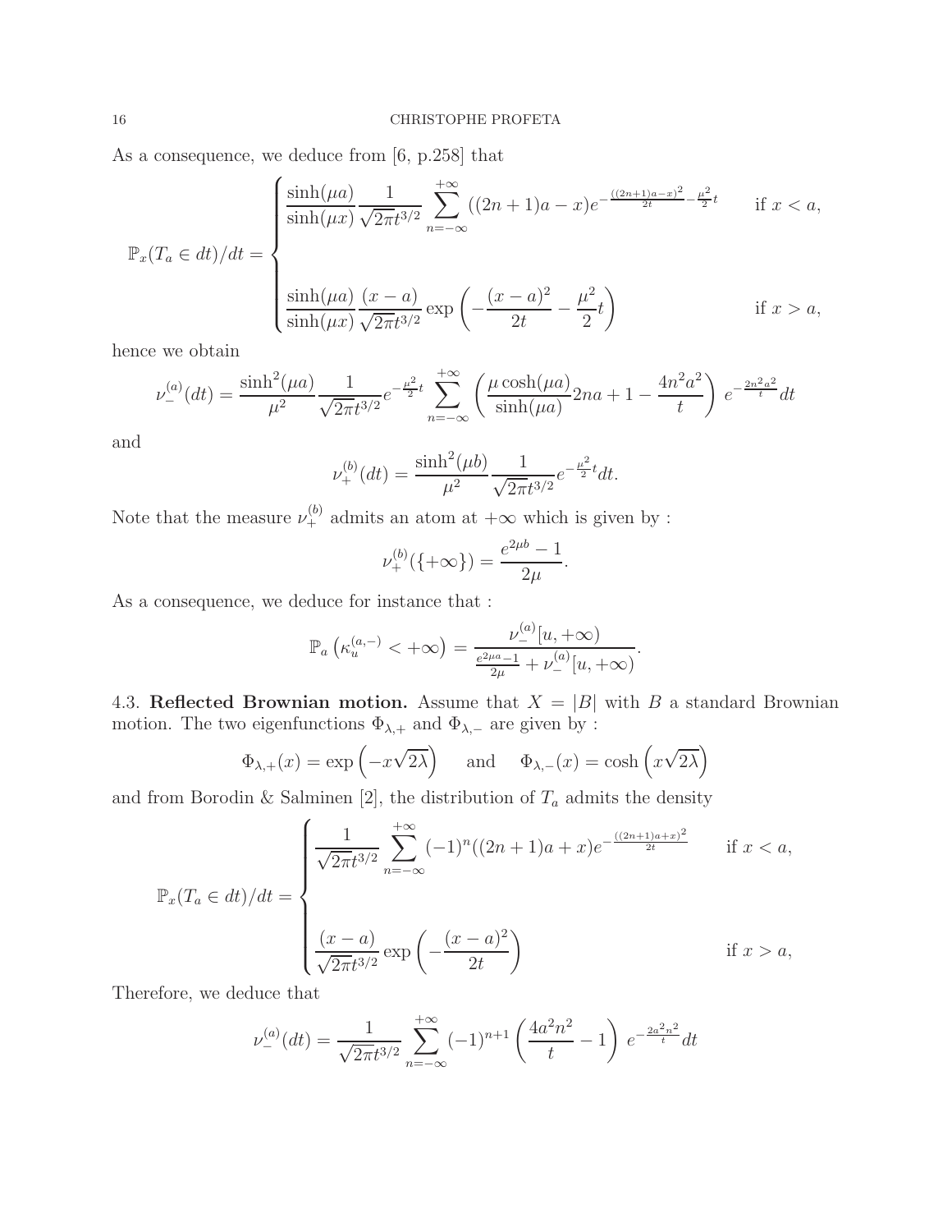As a consequence, we deduce from [6, p.258] that

$$
\mathbb{P}_x(T_a \in dt)/dt = \begin{cases} \dfrac{\sinh(\mu a)}{\sinh(\mu x)} \dfrac{1}{\sqrt{2\pi} t^{3/2}} \displaystyle\sum_{n=-\infty}^{+\infty} ((2n+1)a - x) e^{-\frac{((2n+1)a-x)^2}{2t} - \frac{\mu^2}{2}t} & \text{if } x < a, \\ \\ \dfrac{\sinh(\mu a)}{\sinh(\mu x)} \dfrac{(x-a)}{\sqrt{2\pi} t^{3/2}} \exp\left( -\dfrac{(x-a)^2}{2t} - \dfrac{\mu^2}{2} t \right) & \text{if } x > a, \end{cases}
$$

hence we obtain

$$
\nu_-^{(a)}(dt) = \frac{\sinh^2(\mu a)}{\mu^2} \frac{1}{\sqrt{2\pi} t^{3/2}} e^{-\frac{\mu^2}{2}t} \sum_{n=-\infty}^{+\infty} \left( \frac{\mu \cosh(\mu a)}{\sinh(\mu a)} 2na + 1 - \frac{4n^2a^2}{t} \right) e^{-\frac{2n^2a^2}{t}} dt
$$

and

$$
\nu_+^{(b)}(dt) = \frac{\sinh^2(\mu b)}{\mu^2} \frac{1}{\sqrt{2\pi} t^{3/2}} e^{-\frac{\mu^2}{2}t} dt.
$$

Note that the measure $\nu_+^{(b)}$ admits an atom at $+\infty$ which is given by :

$$
\nu_+^{(b)}(\{+\infty\}) = \frac{e^{2\mu b} - 1}{2\mu}.
$$

As a consequence, we deduce for instance that :

$$
\mathbb{P}_a\left(\kappa_u^{(a,-)} < +\infty\right) = \frac{\nu_-^{(a)}[u, +\infty)}{\frac{e^{2\mu a}-1}{2\mu} + \nu_-^{(a)}[u, +\infty)}.
$$

4.3. **Reflected Brownian motion.** Assume that $X = |B|$ with $B$ a standard Brownian motion. The two eigenfunctions $\Phi_{\lambda,+}$ and $\Phi_{\lambda,-}$ are given by :

$$
\Phi_{\lambda,+}(x) = \exp\left(-x\sqrt{2\lambda}\right) \quad \text{and} \quad \Phi_{\lambda,-}(x) = \cosh\left(x\sqrt{2\lambda}\right)
$$

and from Borodin & Salminen [2], the distribution of $T_a$ admits the density

$$
\mathbb{P}_x(T_a \in dt)/dt = \begin{cases} \dfrac{1}{\sqrt{2\pi} t^{3/2}} \displaystyle\sum_{n=-\infty}^{+\infty} (-1)^n ((2n+1)a + x) e^{-\frac{((2n+1)a+x)^2}{2t}} & \text{if } x < a, \\ \\ \dfrac{(x-a)}{\sqrt{2\pi} t^{3/2}} \exp\left( -\dfrac{(x-a)^2}{2t} \right) & \text{if } x > a, \end{cases}
$$

Therefore, we deduce that

$$
\nu_-^{(a)}(dt) = \frac{1}{\sqrt{2\pi} t^{3/2}} \sum_{n=-\infty}^{+\infty} (-1)^{n+1} \left( \frac{4a^2n^2}{t} - 1 \right) e^{-\frac{2a^2n^2}{t}} dt
$$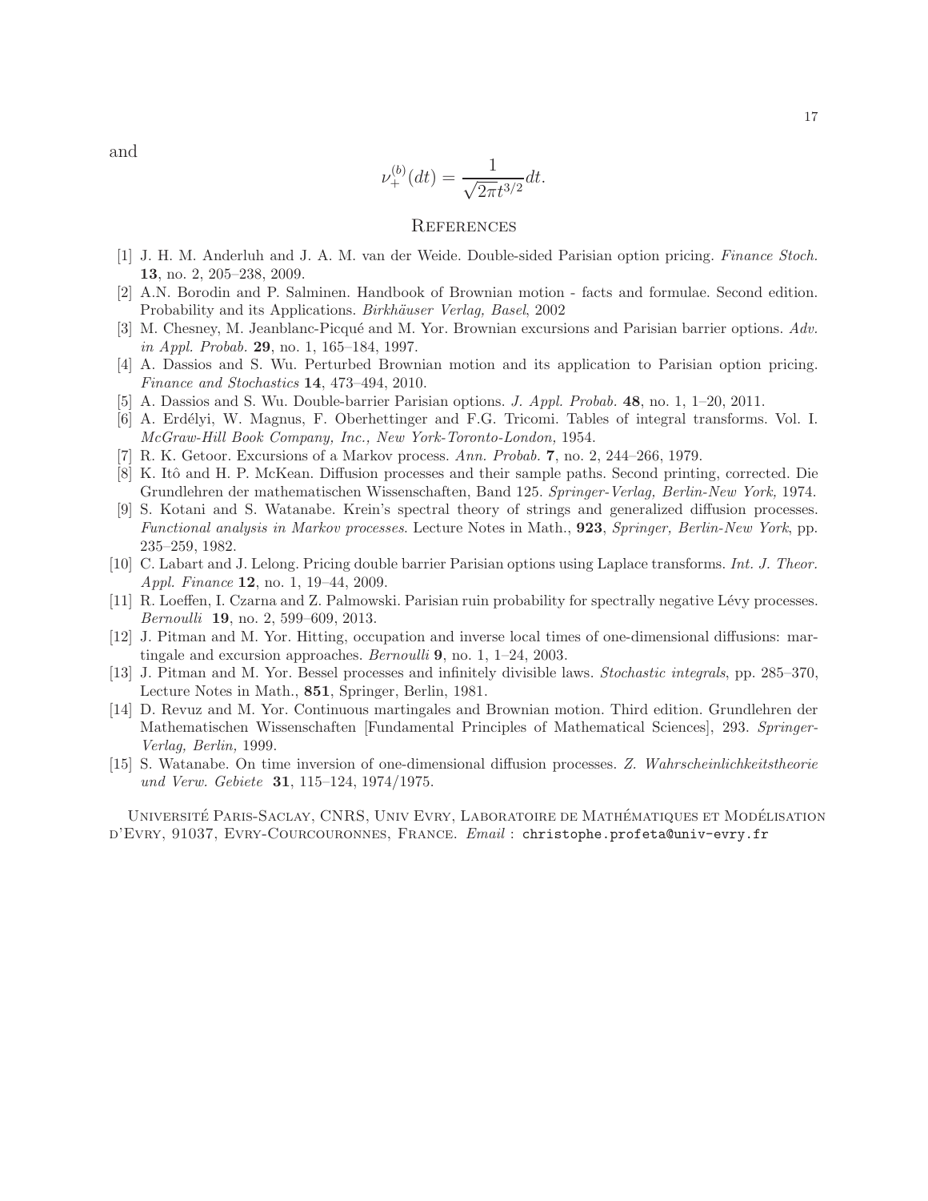and

$$\nu_+^{(b)}(dt) = \frac{1}{\sqrt{2\pi}t^{3/2}}dt.$$

## References

[1] J. H. M. Anderluh and J. A. M. van der Weide. Double-sided Parisian option pricing. *Finance Stoch.* **13**, no. 2, 205–238, 2009.

[2] A.N. Borodin and P. Salminen. Handbook of Brownian motion - facts and formulae. Second edition. Probability and its Applications. *Birkhäuser Verlag, Basel*, 2002

[3] M. Chesney, M. Jeanblanc-Picqué and M. Yor. Brownian excursions and Parisian barrier options. *Adv. in Appl. Probab.* **29**, no. 1, 165–184, 1997.

[4] A. Dassios and S. Wu. Perturbed Brownian motion and its application to Parisian option pricing. *Finance and Stochastics* **14**, 473–494, 2010.

[5] A. Dassios and S. Wu. Double-barrier Parisian options. *J. Appl. Probab.* **48**, no. 1, 1–20, 2011.

[6] A. Erdélyi, W. Magnus, F. Oberhettinger and F.G. Tricomi. Tables of integral transforms. Vol. I. *McGraw-Hill Book Company, Inc., New York-Toronto-London,* 1954.

[7] R. K. Getoor. Excursions of a Markov process. *Ann. Probab.* **7**, no. 2, 244–266, 1979.

[8] K. Itô and H. P. McKean. Diffusion processes and their sample paths. Second printing, corrected. Die Grundlehren der mathematischen Wissenschaften, Band 125. *Springer-Verlag, Berlin-New York,* 1974.

[9] S. Kotani and S. Watanabe. Krein's spectral theory of strings and generalized diffusion processes. *Functional analysis in Markov processes*. Lecture Notes in Math., **923**, *Springer, Berlin-New York*, pp. 235–259, 1982.

[10] C. Labart and J. Lelong. Pricing double barrier Parisian options using Laplace transforms. *Int. J. Theor. Appl. Finance* **12**, no. 1, 19–44, 2009.

[11] R. Loeffen, I. Czarna and Z. Palmowski. Parisian ruin probability for spectrally negative Lévy processes. *Bernoulli* **19**, no. 2, 599–609, 2013.

[12] J. Pitman and M. Yor. Hitting, occupation and inverse local times of one-dimensional diffusions: martingale and excursion approaches. *Bernoulli* **9**, no. 1, 1–24, 2003.

[13] J. Pitman and M. Yor. Bessel processes and infinitely divisible laws. *Stochastic integrals*, pp. 285–370, Lecture Notes in Math., **851**, Springer, Berlin, 1981.

[14] D. Revuz and M. Yor. Continuous martingales and Brownian motion. Third edition. Grundlehren der Mathematischen Wissenschaften [Fundamental Principles of Mathematical Sciences], 293. *Springer-Verlag, Berlin,* 1999.

[15] S. Watanabe. On time inversion of one-dimensional diffusion processes. *Z. Wahrscheinlichkeitstheorie und Verw. Gebiete* **31**, 115–124, 1974/1975.

Université Paris-Saclay, CNRS, Univ Evry, Laboratoire de Mathématiques et Modélisation d'Evry, 91037, Evry-Courcouronnes, France. *Email* : christophe.profeta@univ-evry.fr